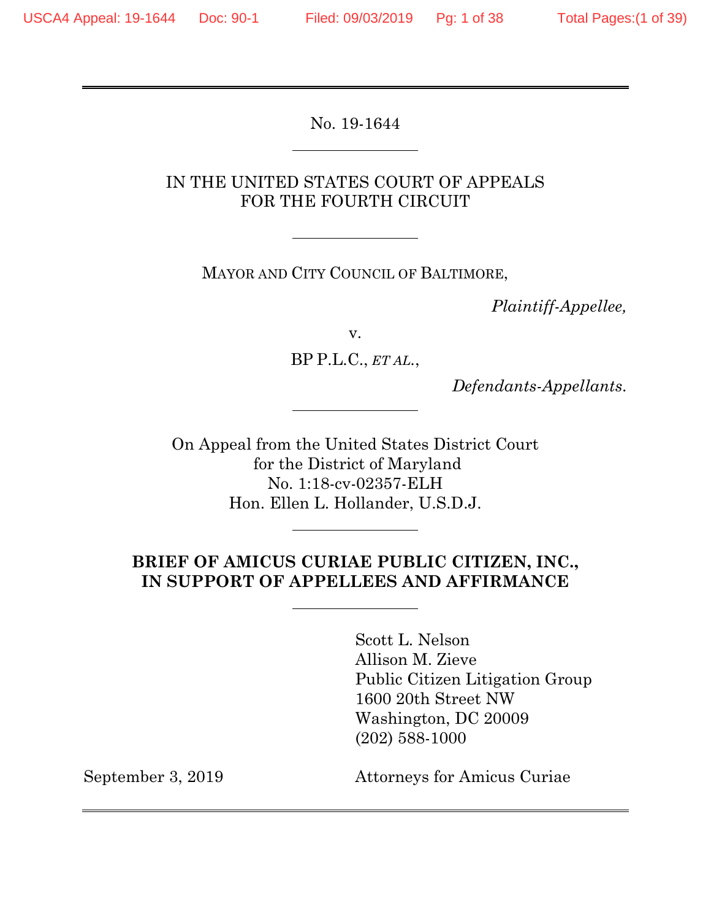No. 19-1644

IN THE UNITED STATES COURT OF APPEALS
FOR THE FOURTH CIRCUIT

MAYOR AND CITY COUNCIL OF BALTIMORE,

*Plaintiff-Appellee,*

v.

BP P.L.C., *ET AL.*,

*Defendants-Appellants.*

On Appeal from the United States District Court
for the District of Maryland
No. 1:18-cv-02357-ELH
Hon. Ellen L. Hollander, U.S.D.J.

**BRIEF OF AMICUS CURIAE PUBLIC CITIZEN, INC., IN SUPPORT OF APPELLEES AND AFFIRMANCE**

Scott L. Nelson
Allison M. Zieve
Public Citizen Litigation Group
1600 20th Street NW
Washington, DC 20009
(202) 588-1000

September 3, 2019

Attorneys for Amicus Curiae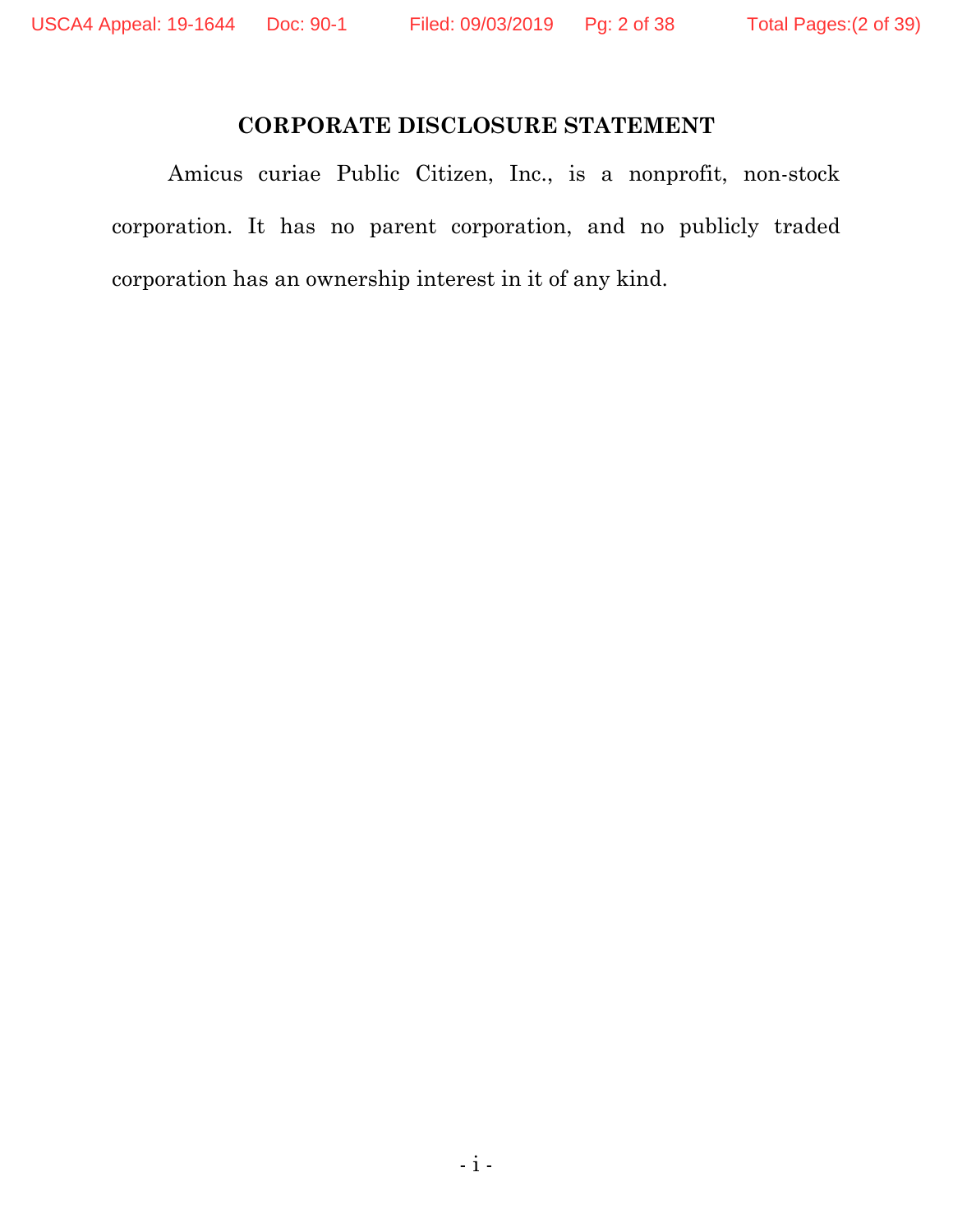# CORPORATE DISCLOSURE STATEMENT

Amicus curiae Public Citizen, Inc., is a nonprofit, non-stock corporation. It has no parent corporation, and no publicly traded corporation has an ownership interest in it of any kind.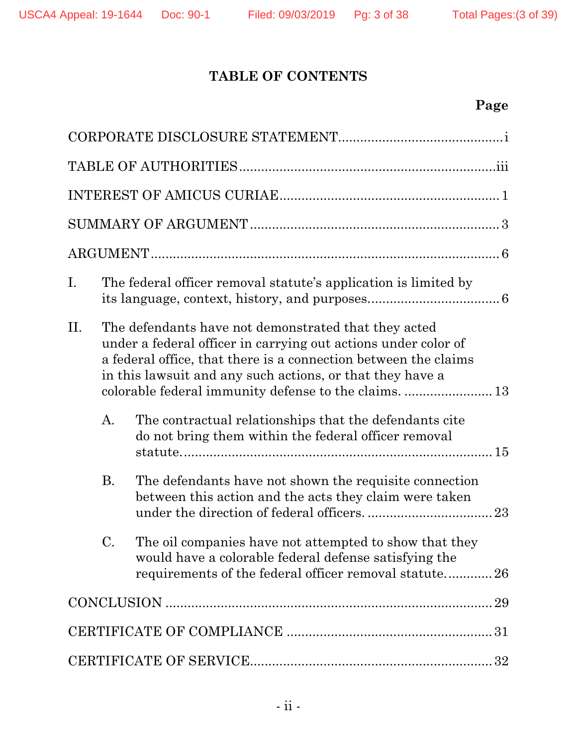# TABLE OF CONTENTS

**Page**

CORPORATE DISCLOSURE STATEMENT.............................................i

TABLE OF AUTHORITIES.....................................................................iii

INTEREST OF AMICUS CURIAE........................................................1

SUMMARY OF ARGUMENT ...................................................................3

ARGUMENT..............................................................................................6

I. The federal officer removal statute's application is limited by its language, context, history, and purposes...................................6

II. The defendants have not demonstrated that they acted under a federal officer in carrying out actions under color of a federal office, that there is a connection between the claims in this lawsuit and any such actions, or that they have a colorable federal immunity defense to the claims. ........................13

   A. The contractual relationships that the defendants cite do not bring them within the federal officer removal statute.......................................................................................15

   B. The defendants have not shown the requisite connection between this action and the acts they claim were taken under the direction of federal officers. .................................23

   C. The oil companies have not attempted to show that they would have a colorable federal defense satisfying the requirements of the federal officer removal statute.............26

CONCLUSION .........................................................................................29

CERTIFICATE OF COMPLIANCE ........................................................31

CERTIFICATE OF SERVICE.................................................................32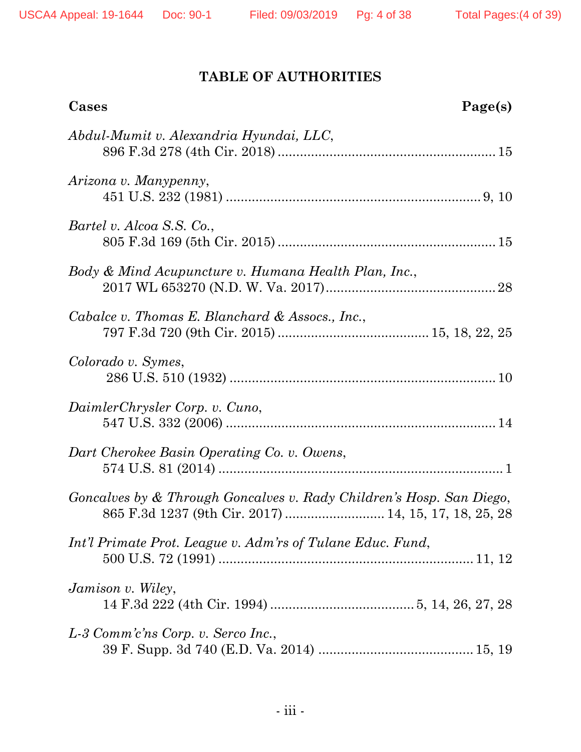## TABLE OF AUTHORITIES

**Cases** **Page(s)**

*Abdul-Mumit v. Alexandria Hyundai, LLC*,
896 F.3d 278 (4th Cir. 2018) .......................................................... 15

*Arizona v. Manypenny*,
451 U.S. 232 (1981) .................................................................... 9, 10

*Bartel v. Alcoa S.S. Co.*,
805 F.3d 169 (5th Cir. 2015) .......................................................... 15

*Body & Mind Acupuncture v. Humana Health Plan, Inc.*,
2017 WL 653270 (N.D. W. Va. 2017)............................................. 28

*Cabalce v. Thomas E. Blanchard & Assocs., Inc.*,
797 F.3d 720 (9th Cir. 2015) ......................................... 15, 18, 22, 25

*Colorado v. Symes*,
286 U.S. 510 (1932) ....................................................................... 10

*DaimlerChrysler Corp. v. Cuno*,
547 U.S. 332 (2006) ....................................................................... 14

*Dart Cherokee Basin Operating Co. v. Owens*,
574 U.S. 81 (2014) ........................................................................... 1

*Goncalves by & Through Goncalves v. Rady Children's Hosp. San Diego*,
865 F.3d 1237 (9th Cir. 2017) .......................... 14, 15, 17, 18, 25, 28

*Int'l Primate Prot. League v. Adm'rs of Tulane Educ. Fund*,
500 U.S. 72 (1991) ..................................................................... 11, 12

*Jamison v. Wiley*,
14 F.3d 222 (4th Cir. 1994) ....................................... 5, 14, 26, 27, 28

*L-3 Comm'c'ns Corp. v. Serco Inc.*,
39 F. Supp. 3d 740 (E.D. Va. 2014) ......................................... 15, 19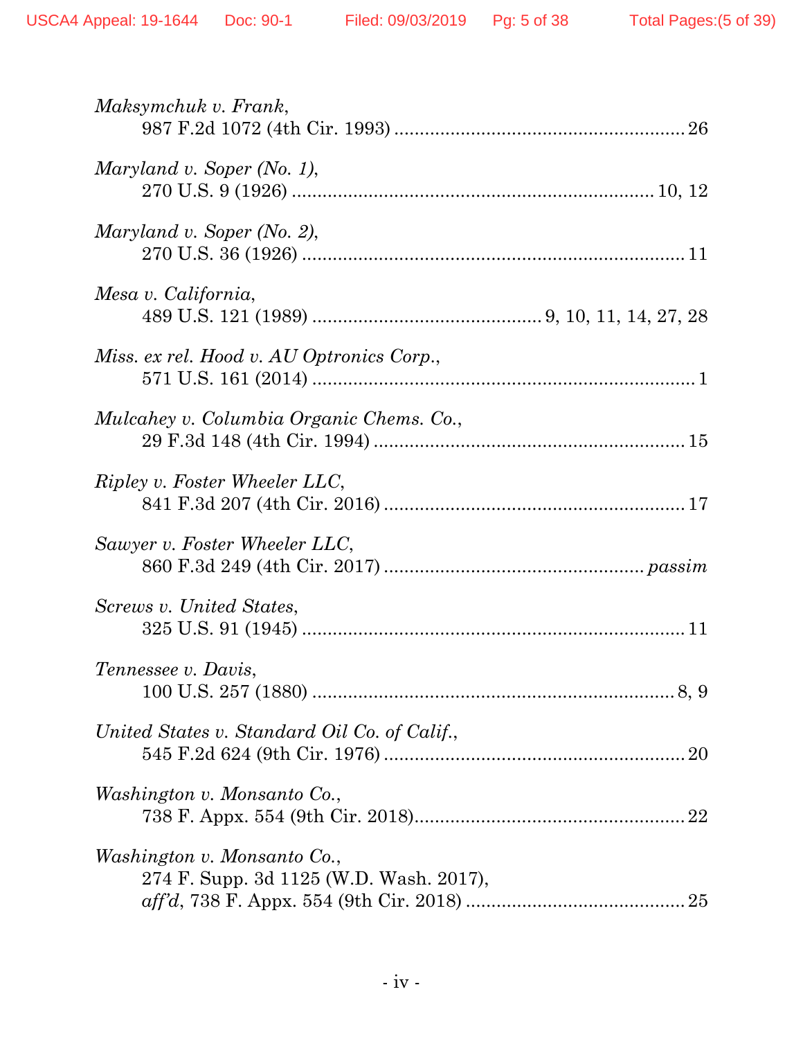*Maksymchuk v. Frank*,
987 F.2d 1072 (4th Cir. 1993) ........................................................ 26

*Maryland v. Soper (No. 1)*,
270 U.S. 9 (1926) ...................................................................... 10, 12

*Maryland v. Soper (No. 2)*,
270 U.S. 36 (1926) ........................................................................... 11

*Mesa v. California*,
489 U.S. 121 (1989) ............................................ 9, 10, 11, 14, 27, 28

*Miss. ex rel. Hood v. AU Optronics Corp.*,
571 U.S. 161 (2014) ........................................................................... 1

*Mulcahey v. Columbia Organic Chems. Co.*,
29 F.3d 148 (4th Cir. 1994) ............................................................. 15

*Ripley v. Foster Wheeler LLC*,
841 F.3d 207 (4th Cir. 2016) ........................................................... 17

*Sawyer v. Foster Wheeler LLC*,
860 F.3d 249 (4th Cir. 2017) .................................................. *passim*

*Screws v. United States*,
325 U.S. 91 (1945) ........................................................................... 11

*Tennessee v. Davis*,
100 U.S. 257 (1880) ........................................................................ 8, 9

*United States v. Standard Oil Co. of Calif.*,
545 F.2d 624 (9th Cir. 1976) ........................................................... 20

*Washington v. Monsanto Co.*,
738 F. Appx. 554 (9th Cir. 2018)..................................................... 22

*Washington v. Monsanto Co.*,
274 F. Supp. 3d 1125 (W.D. Wash. 2017),
*aff'd*, 738 F. Appx. 554 (9th Cir. 2018) .......................................... 25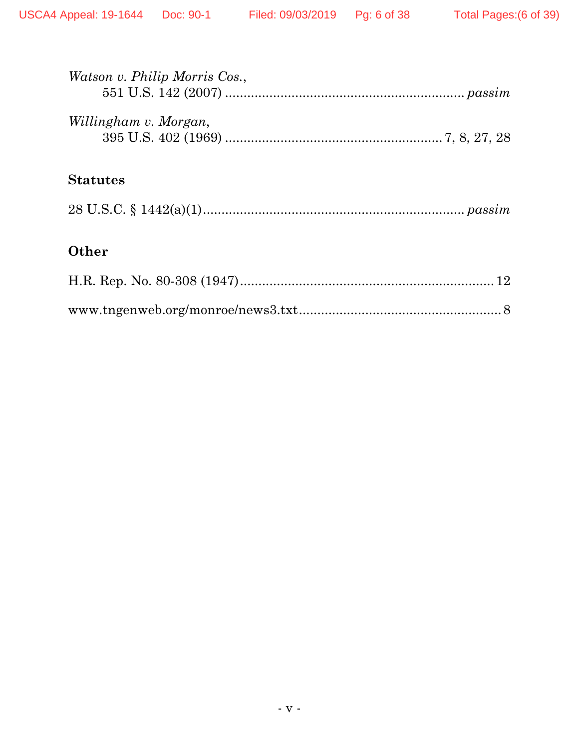*Watson v. Philip Morris Cos.*,
551 U.S. 142 (2007) ................................................................ *passim*

*Willingham v. Morgan*,
395 U.S. 402 (1969) .......................................................... 7, 8, 27, 28

## Statutes

28 U.S.C. § 1442(a)(1)...................................................................... *passim*

## Other

H.R. Rep. No. 80-308 (1947)...................................................................... 12

www.tngenweb.org/monroe/news3.txt...................................................... 8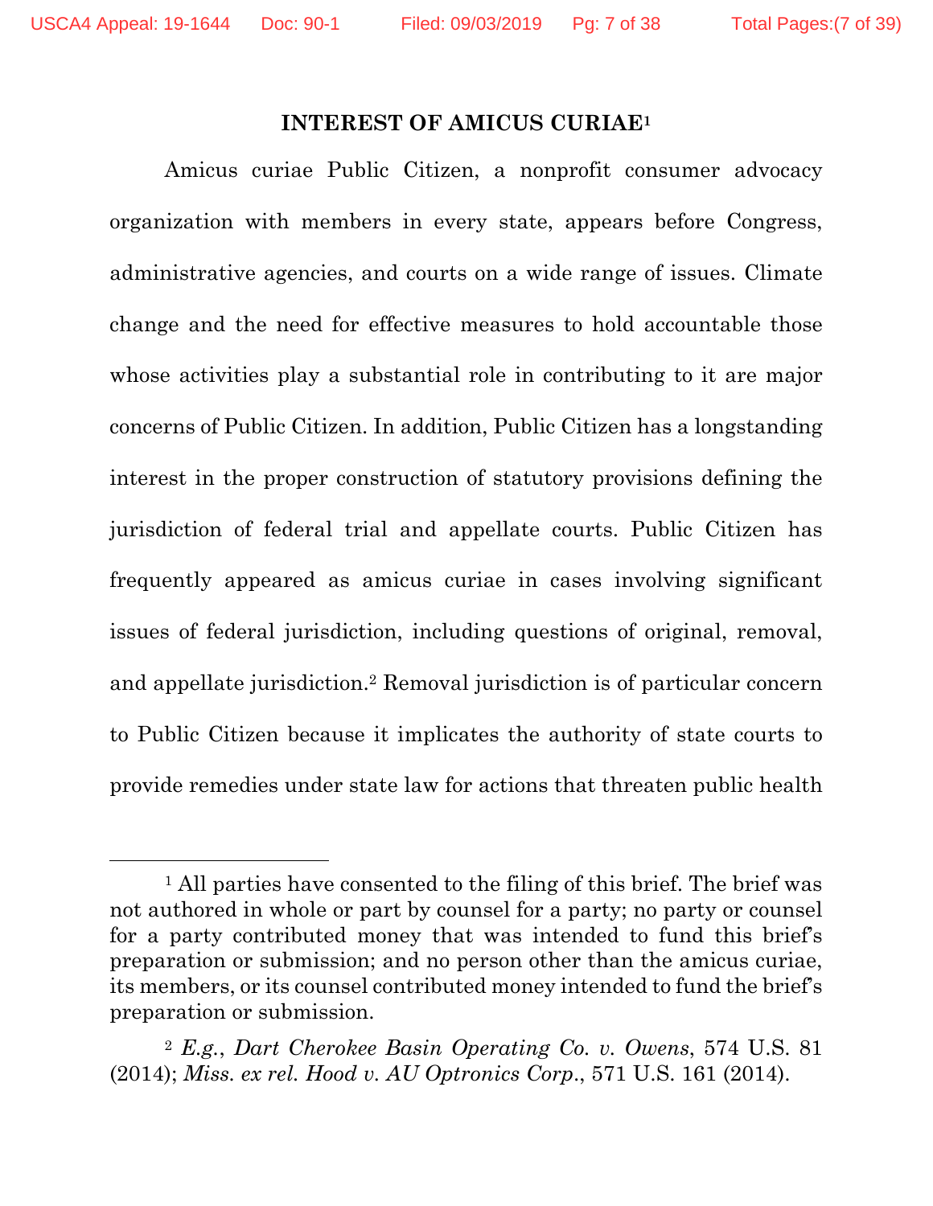## INTEREST OF AMICUS CURIAE[1]

Amicus curiae Public Citizen, a nonprofit consumer advocacy organization with members in every state, appears before Congress, administrative agencies, and courts on a wide range of issues. Climate change and the need for effective measures to hold accountable those whose activities play a substantial role in contributing to it are major concerns of Public Citizen. In addition, Public Citizen has a longstanding interest in the proper construction of statutory provisions defining the jurisdiction of federal trial and appellate courts. Public Citizen has frequently appeared as amicus curiae in cases involving significant issues of federal jurisdiction, including questions of original, removal, and appellate jurisdiction.[2] Removal jurisdiction is of particular concern to Public Citizen because it implicates the authority of state courts to provide remedies under state law for actions that threaten public health

---

[1] All parties have consented to the filing of this brief. The brief was not authored in whole or part by counsel for a party; no party or counsel for a party contributed money that was intended to fund this brief's preparation or submission; and no person other than the amicus curiae, its members, or its counsel contributed money intended to fund the brief's preparation or submission.

[2] *E.g.*, *Dart Cherokee Basin Operating Co. v. Owens*, 574 U.S. 81 (2014); *Miss. ex rel. Hood v. AU Optronics Corp.*, 571 U.S. 161 (2014).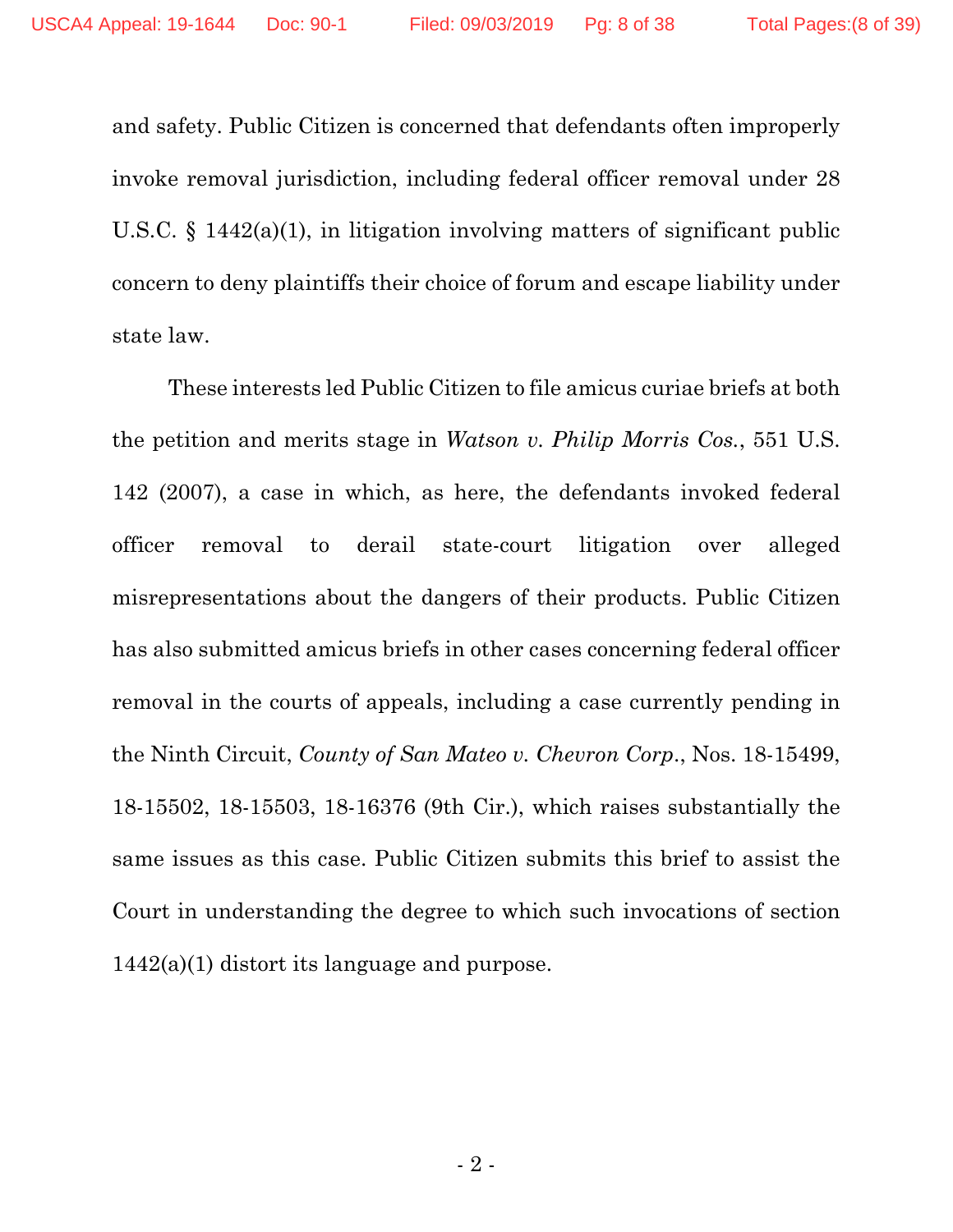and safety. Public Citizen is concerned that defendants often improperly invoke removal jurisdiction, including federal officer removal under 28 U.S.C. § 1442(a)(1), in litigation involving matters of significant public concern to deny plaintiffs their choice of forum and escape liability under state law.

These interests led Public Citizen to file amicus curiae briefs at both the petition and merits stage in *Watson v. Philip Morris Cos.*, 551 U.S. 142 (2007), a case in which, as here, the defendants invoked federal officer removal to derail state-court litigation over alleged misrepresentations about the dangers of their products. Public Citizen has also submitted amicus briefs in other cases concerning federal officer removal in the courts of appeals, including a case currently pending in the Ninth Circuit, *County of San Mateo v. Chevron Corp.*, Nos. 18-15499, 18-15502, 18-15503, 18-16376 (9th Cir.), which raises substantially the same issues as this case. Public Citizen submits this brief to assist the Court in understanding the degree to which such invocations of section 1442(a)(1) distort its language and purpose.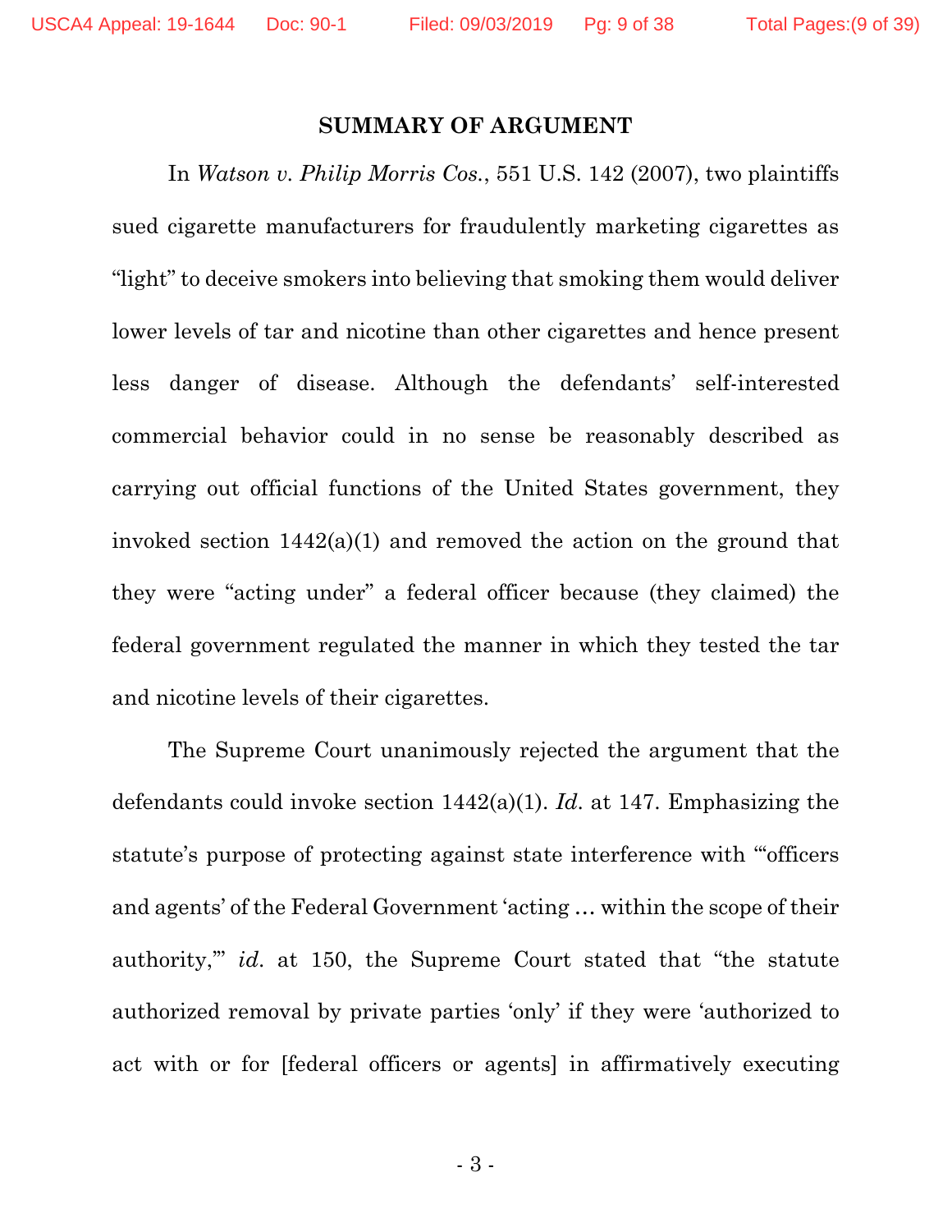## SUMMARY OF ARGUMENT

In *Watson v. Philip Morris Cos.*, 551 U.S. 142 (2007), two plaintiffs sued cigarette manufacturers for fraudulently marketing cigarettes as "light" to deceive smokers into believing that smoking them would deliver lower levels of tar and nicotine than other cigarettes and hence present less danger of disease. Although the defendants' self-interested commercial behavior could in no sense be reasonably described as carrying out official functions of the United States government, they invoked section 1442(a)(1) and removed the action on the ground that they were "acting under" a federal officer because (they claimed) the federal government regulated the manner in which they tested the tar and nicotine levels of their cigarettes.

The Supreme Court unanimously rejected the argument that the defendants could invoke section 1442(a)(1). *Id.* at 147. Emphasizing the statute's purpose of protecting against state interference with "'officers and agents' of the Federal Government 'acting … within the scope of their authority,'" *id.* at 150, the Supreme Court stated that "the statute authorized removal by private parties 'only' if they were 'authorized to act with or for [federal officers or agents] in affirmatively executing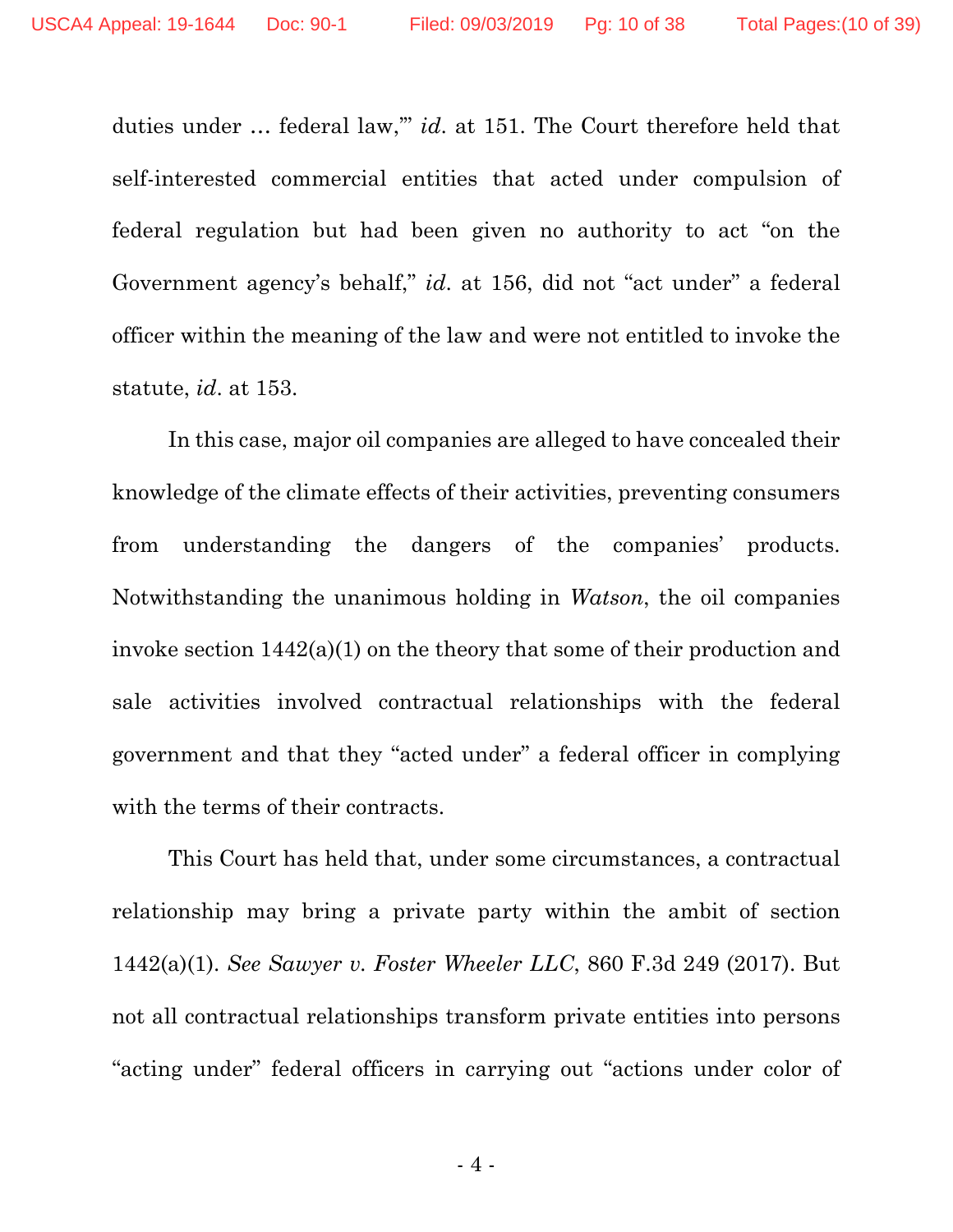duties under … federal law,'" *id.* at 151. The Court therefore held that self-interested commercial entities that acted under compulsion of federal regulation but had been given no authority to act "on the Government agency's behalf," *id.* at 156, did not "act under" a federal officer within the meaning of the law and were not entitled to invoke the statute, *id.* at 153.

In this case, major oil companies are alleged to have concealed their knowledge of the climate effects of their activities, preventing consumers from understanding the dangers of the companies' products. Notwithstanding the unanimous holding in *Watson*, the oil companies invoke section 1442(a)(1) on the theory that some of their production and sale activities involved contractual relationships with the federal government and that they "acted under" a federal officer in complying with the terms of their contracts.

This Court has held that, under some circumstances, a contractual relationship may bring a private party within the ambit of section 1442(a)(1). *See Sawyer v. Foster Wheeler LLC*, 860 F.3d 249 (2017). But not all contractual relationships transform private entities into persons "acting under" federal officers in carrying out "actions under color of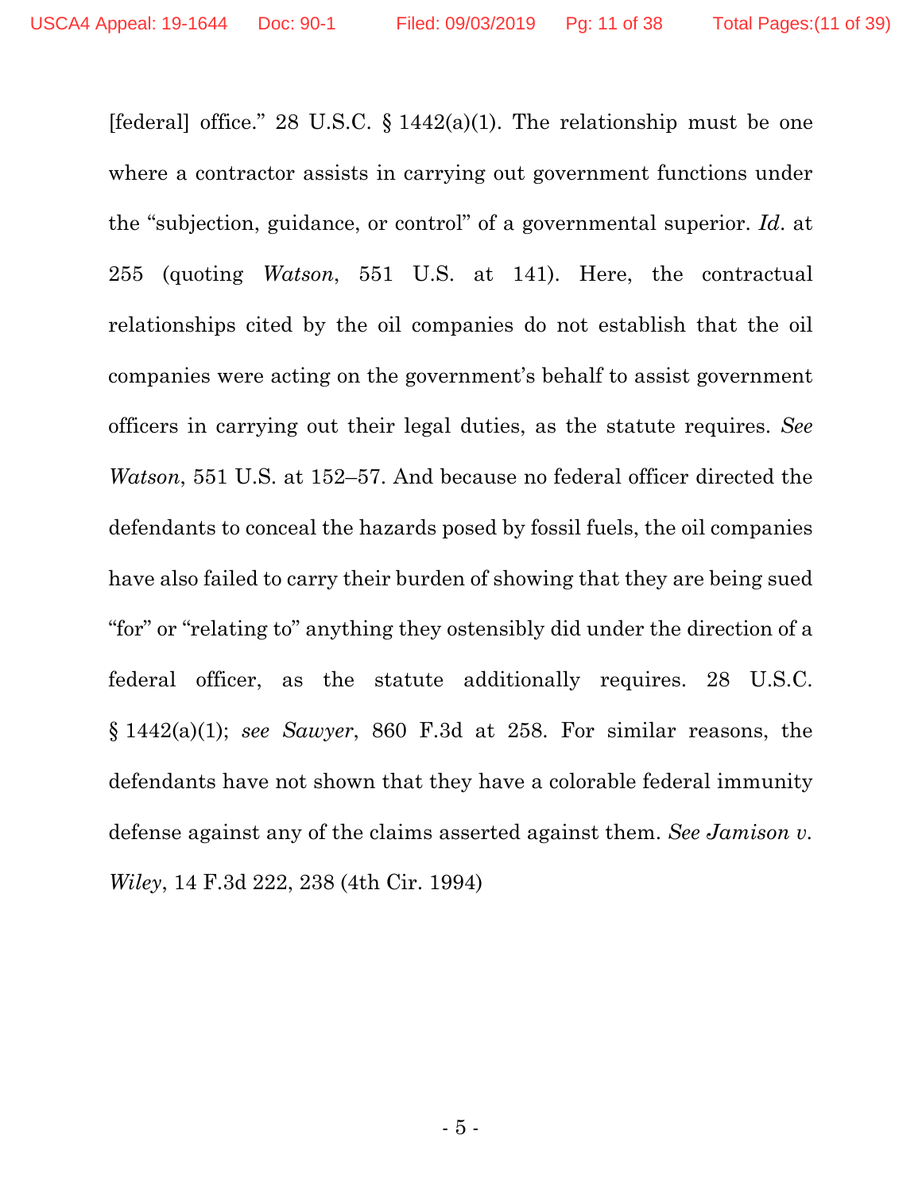[federal] office." 28 U.S.C. § 1442(a)(1). The relationship must be one where a contractor assists in carrying out government functions under the "subjection, guidance, or control" of a governmental superior. *Id*. at 255 (quoting *Watson*, 551 U.S. at 141). Here, the contractual relationships cited by the oil companies do not establish that the oil companies were acting on the government's behalf to assist government officers in carrying out their legal duties, as the statute requires. *See Watson*, 551 U.S. at 152–57. And because no federal officer directed the defendants to conceal the hazards posed by fossil fuels, the oil companies have also failed to carry their burden of showing that they are being sued "for" or "relating to" anything they ostensibly did under the direction of a federal officer, as the statute additionally requires. 28 U.S.C. § 1442(a)(1); *see Sawyer*, 860 F.3d at 258. For similar reasons, the defendants have not shown that they have a colorable federal immunity defense against any of the claims asserted against them. *See Jamison v. Wiley*, 14 F.3d 222, 238 (4th Cir. 1994)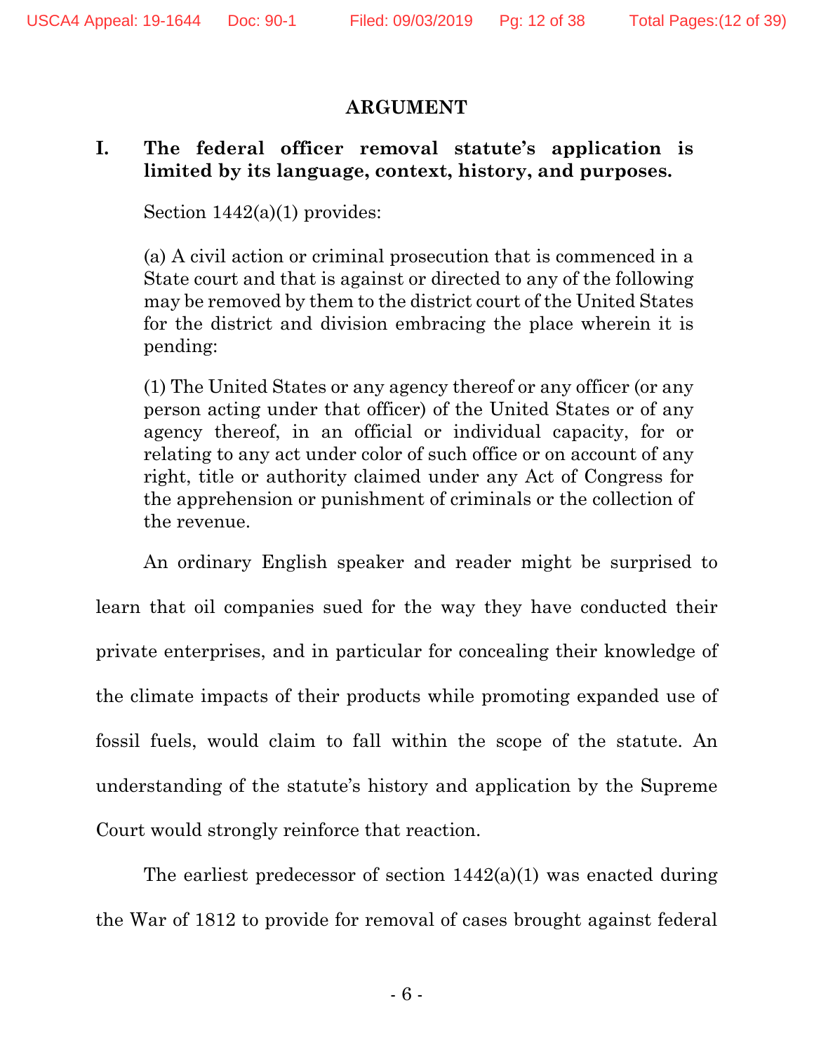## ARGUMENT

### I. The federal officer removal statute's application is limited by its language, context, history, and purposes.

Section 1442(a)(1) provides:

> (a) A civil action or criminal prosecution that is commenced in a State court and that is against or directed to any of the following may be removed by them to the district court of the United States for the district and division embracing the place wherein it is pending:
>
> (1) The United States or any agency thereof or any officer (or any person acting under that officer) of the United States or of any agency thereof, in an official or individual capacity, for or relating to any act under color of such office or on account of any right, title or authority claimed under any Act of Congress for the apprehension or punishment of criminals or the collection of the revenue.

An ordinary English speaker and reader might be surprised to learn that oil companies sued for the way they have conducted their private enterprises, and in particular for concealing their knowledge of the climate impacts of their products while promoting expanded use of fossil fuels, would claim to fall within the scope of the statute. An understanding of the statute's history and application by the Supreme Court would strongly reinforce that reaction.

The earliest predecessor of section 1442(a)(1) was enacted during the War of 1812 to provide for removal of cases brought against federal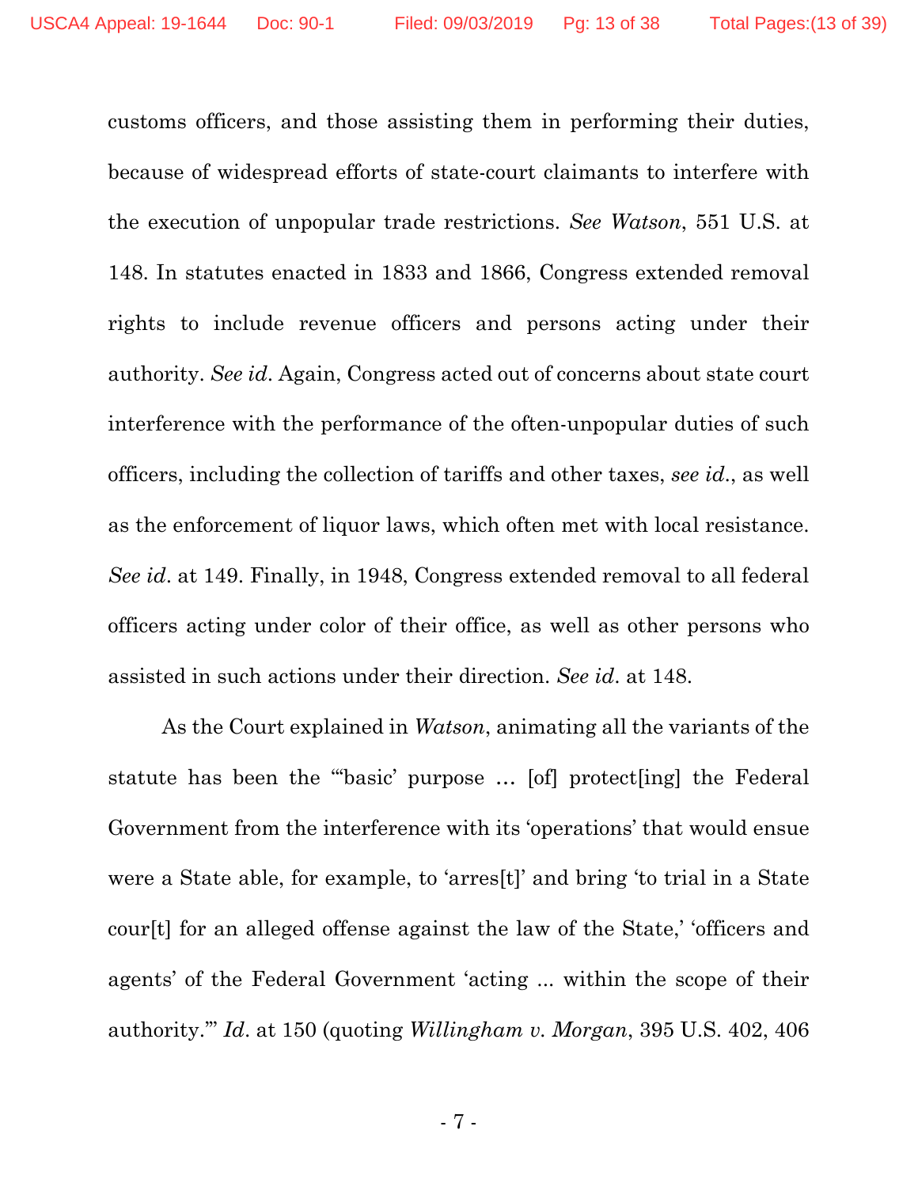customs officers, and those assisting them in performing their duties, because of widespread efforts of state-court claimants to interfere with the execution of unpopular trade restrictions. *See Watson*, 551 U.S. at 148. In statutes enacted in 1833 and 1866, Congress extended removal rights to include revenue officers and persons acting under their authority. *See id*. Again, Congress acted out of concerns about state court interference with the performance of the often-unpopular duties of such officers, including the collection of tariffs and other taxes, *see id*., as well as the enforcement of liquor laws, which often met with local resistance. *See id*. at 149. Finally, in 1948, Congress extended removal to all federal officers acting under color of their office, as well as other persons who assisted in such actions under their direction. *See id*. at 148.

As the Court explained in *Watson*, animating all the variants of the statute has been the "'basic' purpose … [of] protect[ing] the Federal Government from the interference with its 'operations' that would ensue were a State able, for example, to 'arres[t]' and bring 'to trial in a State cour[t] for an alleged offense against the law of the State,' 'officers and agents' of the Federal Government 'acting ... within the scope of their authority.'" *Id*. at 150 (quoting *Willingham v. Morgan*, 395 U.S. 402, 406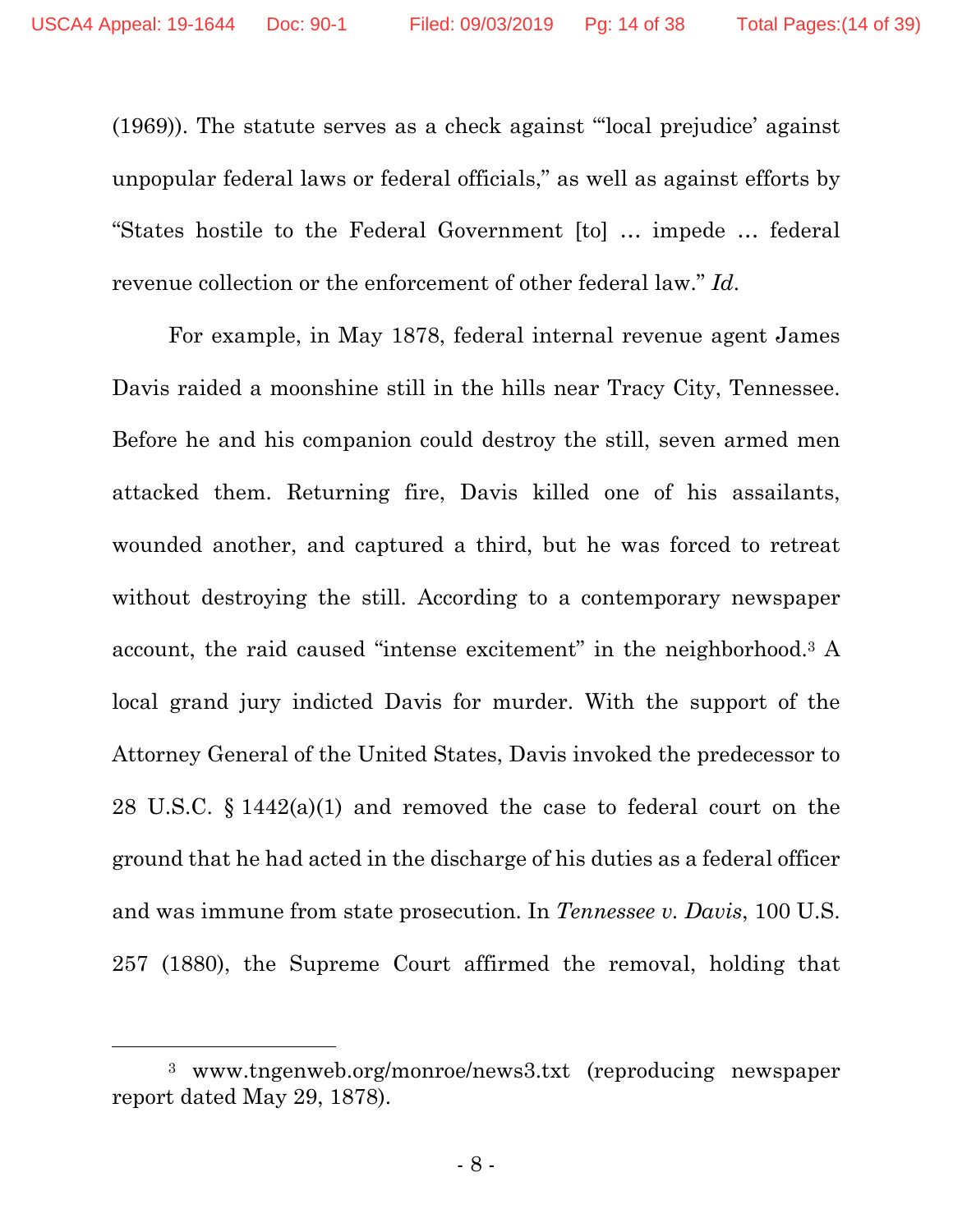(1969)). The statute serves as a check against "'local prejudice' against unpopular federal laws or federal officials," as well as against efforts by "States hostile to the Federal Government [to] … impede … federal revenue collection or the enforcement of other federal law." *Id*.

For example, in May 1878, federal internal revenue agent James Davis raided a moonshine still in the hills near Tracy City, Tennessee. Before he and his companion could destroy the still, seven armed men attacked them. Returning fire, Davis killed one of his assailants, wounded another, and captured a third, but he was forced to retreat without destroying the still. According to a contemporary newspaper account, the raid caused "intense excitement" in the neighborhood.[3] A local grand jury indicted Davis for murder. With the support of the Attorney General of the United States, Davis invoked the predecessor to 28 U.S.C. § 1442(a)(1) and removed the case to federal court on the ground that he had acted in the discharge of his duties as a federal officer and was immune from state prosecution. In *Tennessee v. Davis*, 100 U.S. 257 (1880), the Supreme Court affirmed the removal, holding that

---

[3] www.tngenweb.org/monroe/news3.txt (reproducing newspaper report dated May 29, 1878).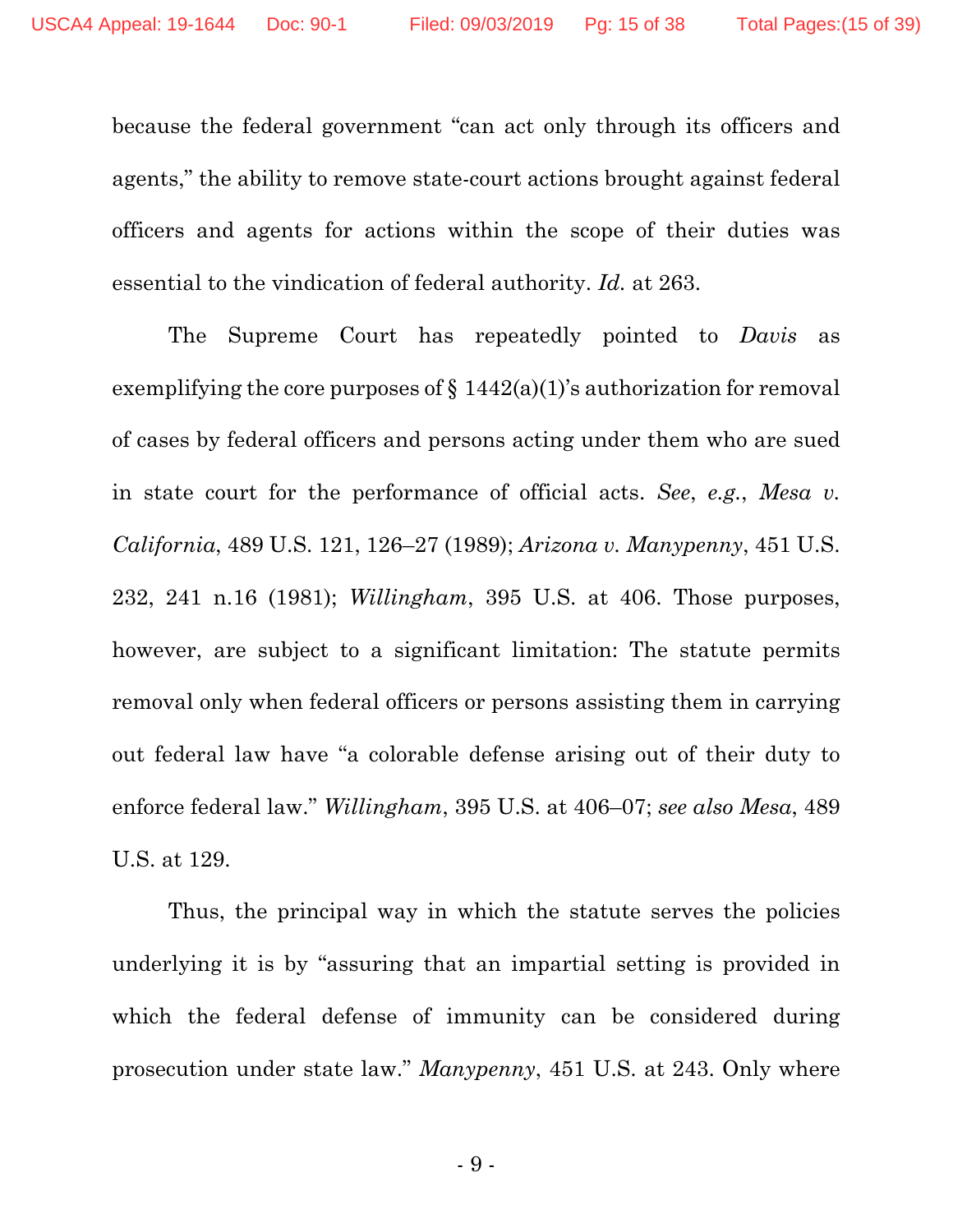because the federal government "can act only through its officers and agents," the ability to remove state-court actions brought against federal officers and agents for actions within the scope of their duties was essential to the vindication of federal authority. *Id.* at 263.

The Supreme Court has repeatedly pointed to *Davis* as exemplifying the core purposes of § 1442(a)(1)'s authorization for removal of cases by federal officers and persons acting under them who are sued in state court for the performance of official acts. *See*, *e.g.*, *Mesa v. California*, 489 U.S. 121, 126–27 (1989); *Arizona v. Manypenny*, 451 U.S. 232, 241 n.16 (1981); *Willingham*, 395 U.S. at 406. Those purposes, however, are subject to a significant limitation: The statute permits removal only when federal officers or persons assisting them in carrying out federal law have "a colorable defense arising out of their duty to enforce federal law." *Willingham*, 395 U.S. at 406–07; *see also Mesa*, 489 U.S. at 129.

Thus, the principal way in which the statute serves the policies underlying it is by "assuring that an impartial setting is provided in which the federal defense of immunity can be considered during prosecution under state law." *Manypenny*, 451 U.S. at 243. Only where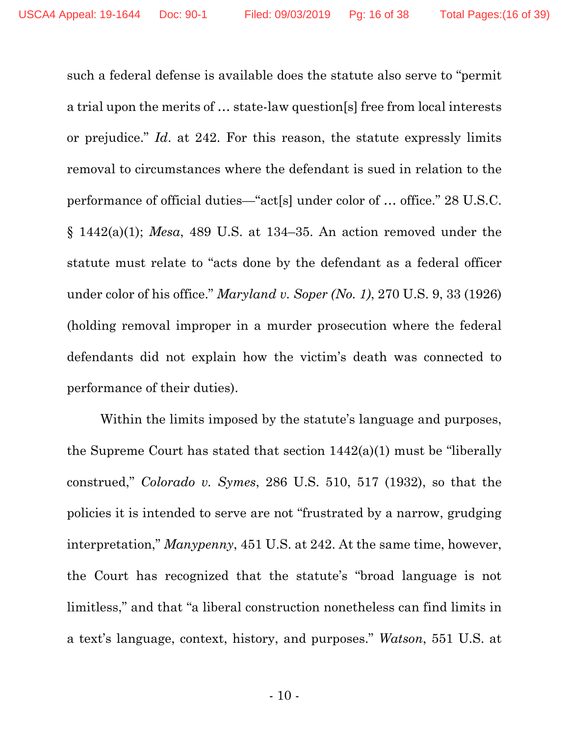such a federal defense is available does the statute also serve to "permit a trial upon the merits of … state-law question[s] free from local interests or prejudice." *Id*. at 242. For this reason, the statute expressly limits removal to circumstances where the defendant is sued in relation to the performance of official duties—"act[s] under color of … office." 28 U.S.C. § 1442(a)(1); *Mesa*, 489 U.S. at 134–35. An action removed under the statute must relate to "acts done by the defendant as a federal officer under color of his office." *Maryland v. Soper (No. 1)*, 270 U.S. 9, 33 (1926) (holding removal improper in a murder prosecution where the federal defendants did not explain how the victim's death was connected to performance of their duties).

Within the limits imposed by the statute's language and purposes, the Supreme Court has stated that section 1442(a)(1) must be "liberally construed," *Colorado v. Symes*, 286 U.S. 510, 517 (1932), so that the policies it is intended to serve are not "frustrated by a narrow, grudging interpretation," *Manypenny*, 451 U.S. at 242. At the same time, however, the Court has recognized that the statute's "broad language is not limitless," and that "a liberal construction nonetheless can find limits in a text's language, context, history, and purposes." *Watson*, 551 U.S. at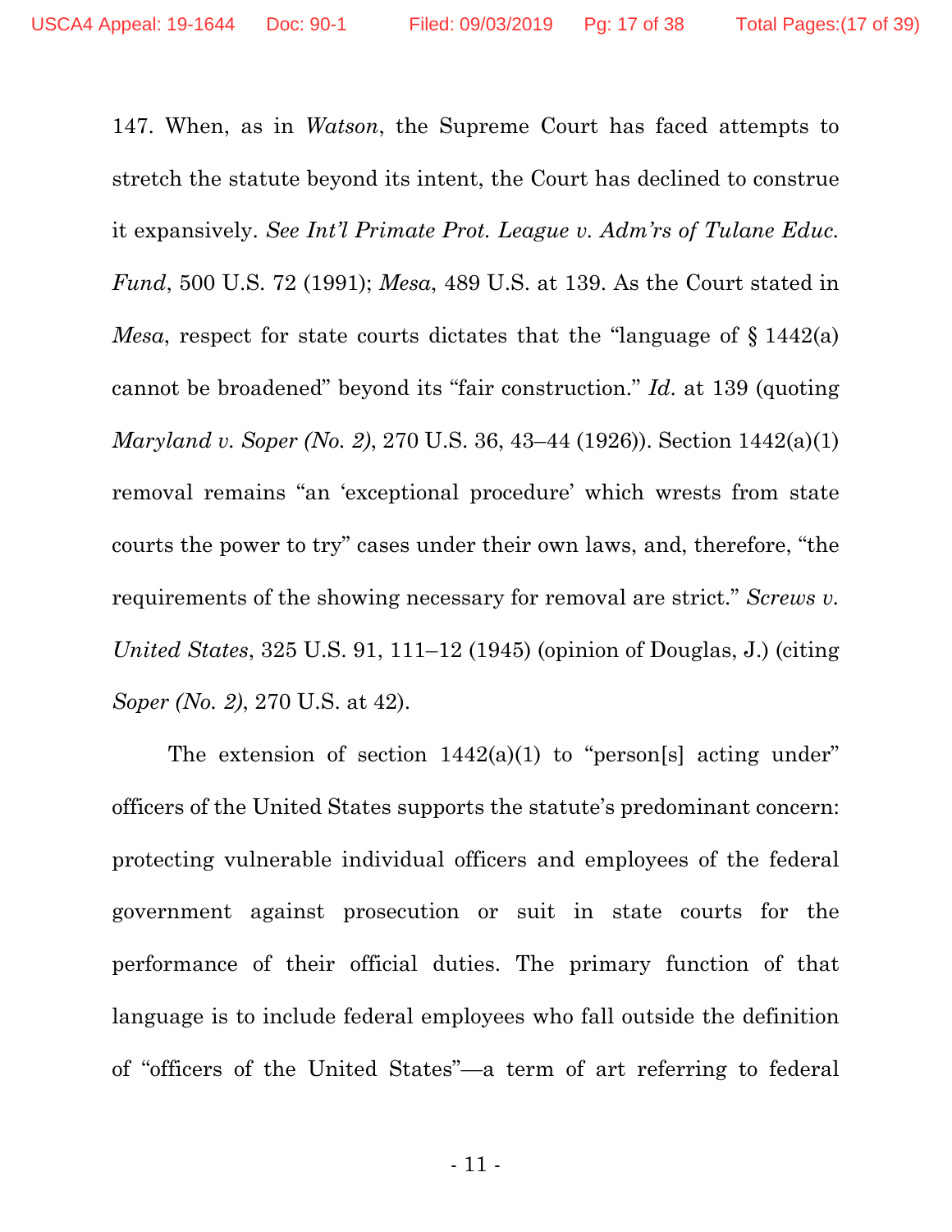147. When, as in *Watson*, the Supreme Court has faced attempts to stretch the statute beyond its intent, the Court has declined to construe it expansively. *See Int'l Primate Prot. League v. Adm'rs of Tulane Educ. Fund*, 500 U.S. 72 (1991); *Mesa*, 489 U.S. at 139. As the Court stated in *Mesa*, respect for state courts dictates that the "language of § 1442(a) cannot be broadened" beyond its "fair construction." *Id.* at 139 (quoting *Maryland v. Soper (No. 2)*, 270 U.S. 36, 43–44 (1926)). Section 1442(a)(1) removal remains "an 'exceptional procedure' which wrests from state courts the power to try" cases under their own laws, and, therefore, "the requirements of the showing necessary for removal are strict." *Screws v. United States*, 325 U.S. 91, 111–12 (1945) (opinion of Douglas, J.) (citing *Soper (No. 2)*, 270 U.S. at 42).

The extension of section 1442(a)(1) to "person[s] acting under" officers of the United States supports the statute's predominant concern: protecting vulnerable individual officers and employees of the federal government against prosecution or suit in state courts for the performance of their official duties. The primary function of that language is to include federal employees who fall outside the definition of "officers of the United States"—a term of art referring to federal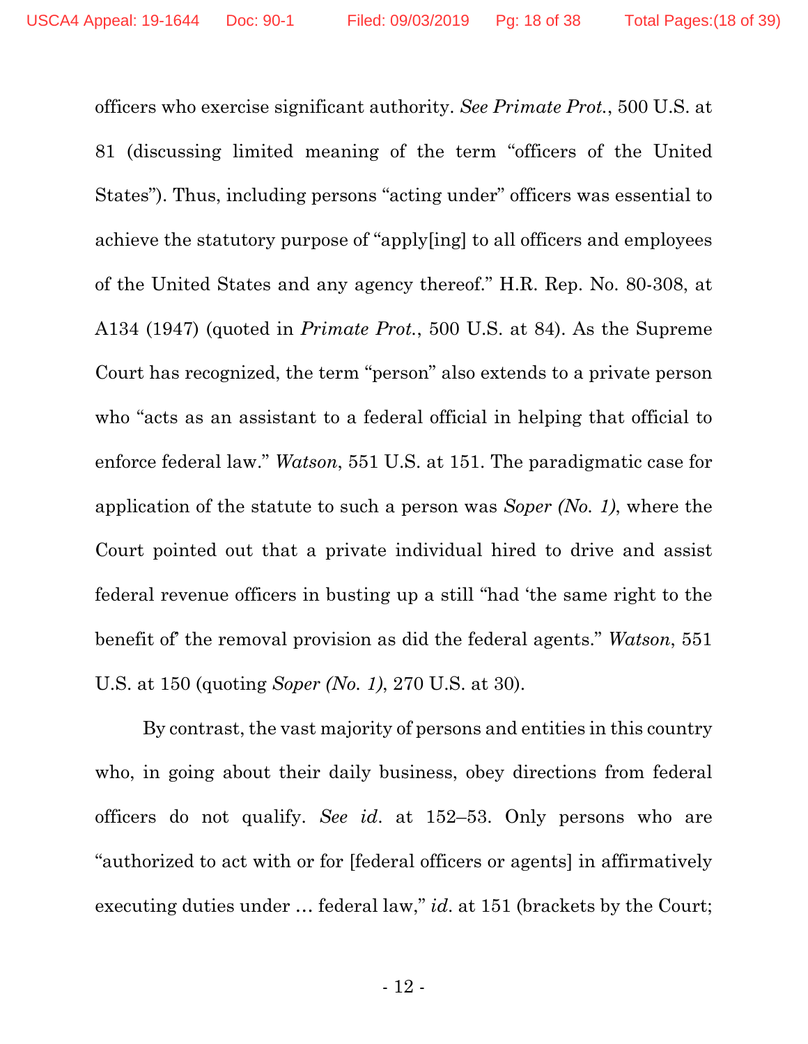officers who exercise significant authority. *See Primate Prot.*, 500 U.S. at 81 (discussing limited meaning of the term "officers of the United States"). Thus, including persons "acting under" officers was essential to achieve the statutory purpose of "apply[ing] to all officers and employees of the United States and any agency thereof." H.R. Rep. No. 80-308, at A134 (1947) (quoted in *Primate Prot.*, 500 U.S. at 84). As the Supreme Court has recognized, the term "person" also extends to a private person who "acts as an assistant to a federal official in helping that official to enforce federal law." *Watson*, 551 U.S. at 151. The paradigmatic case for application of the statute to such a person was *Soper (No. 1)*, where the Court pointed out that a private individual hired to drive and assist federal revenue officers in busting up a still "had 'the same right to the benefit of' the removal provision as did the federal agents." *Watson*, 551 U.S. at 150 (quoting *Soper (No. 1)*, 270 U.S. at 30).

By contrast, the vast majority of persons and entities in this country who, in going about their daily business, obey directions from federal officers do not qualify. *See id.* at 152–53. Only persons who are "authorized to act with or for [federal officers or agents] in affirmatively executing duties under … federal law," *id.* at 151 (brackets by the Court;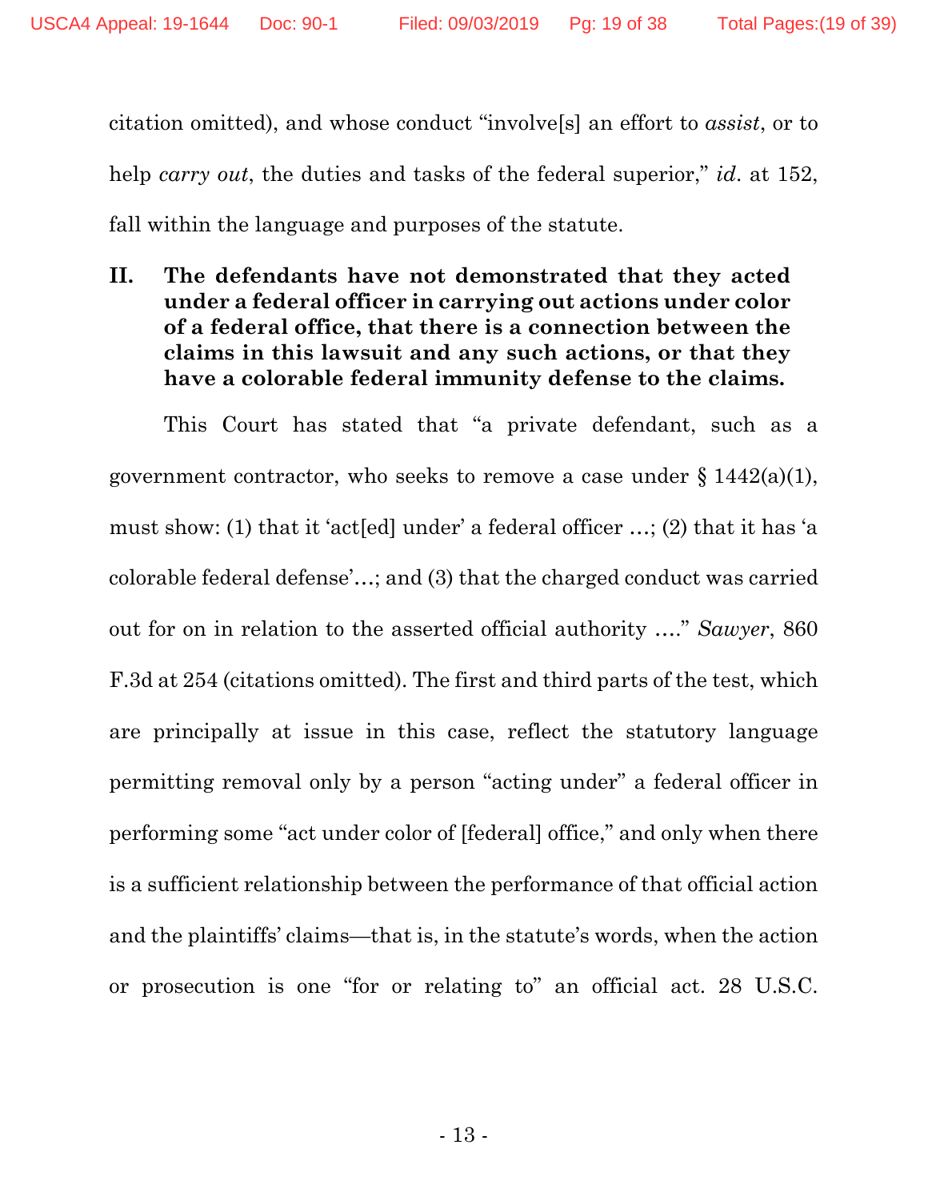citation omitted), and whose conduct "involve[s] an effort to *assist*, or to help *carry out*, the duties and tasks of the federal superior," *id*. at 152, fall within the language and purposes of the statute.

## II. The defendants have not demonstrated that they acted under a federal officer in carrying out actions under color of a federal office, that there is a connection between the claims in this lawsuit and any such actions, or that they have a colorable federal immunity defense to the claims.

This Court has stated that "a private defendant, such as a government contractor, who seeks to remove a case under § 1442(a)(1), must show: (1) that it 'act[ed] under' a federal officer …; (2) that it has 'a colorable federal defense'…; and (3) that the charged conduct was carried out for on in relation to the asserted official authority …." *Sawyer*, 860 F.3d at 254 (citations omitted). The first and third parts of the test, which are principally at issue in this case, reflect the statutory language permitting removal only by a person "acting under" a federal officer in performing some "act under color of [federal] office," and only when there is a sufficient relationship between the performance of that official action and the plaintiffs' claims—that is, in the statute's words, when the action or prosecution is one "for or relating to" an official act. 28 U.S.C.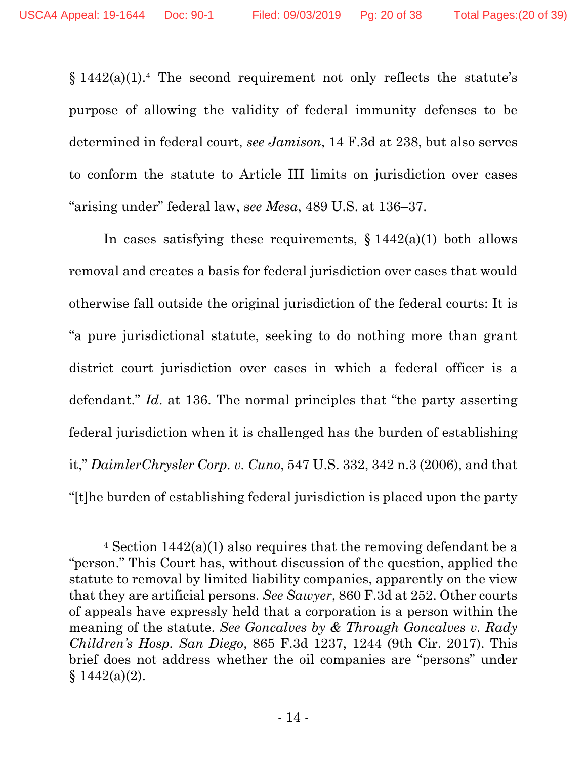§ 1442(a)(1).[4] The second requirement not only reflects the statute's purpose of allowing the validity of federal immunity defenses to be determined in federal court, *see Jamison*, 14 F.3d at 238, but also serves to conform the statute to Article III limits on jurisdiction over cases "arising under" federal law, s*ee Mesa*, 489 U.S. at 136–37.

In cases satisfying these requirements, § 1442(a)(1) both allows removal and creates a basis for federal jurisdiction over cases that would otherwise fall outside the original jurisdiction of the federal courts: It is "a pure jurisdictional statute, seeking to do nothing more than grant district court jurisdiction over cases in which a federal officer is a defendant." *Id*. at 136. The normal principles that "the party asserting federal jurisdiction when it is challenged has the burden of establishing it," *DaimlerChrysler Corp. v. Cuno*, 547 U.S. 332, 342 n.3 (2006), and that "[t]he burden of establishing federal jurisdiction is placed upon the party

---

[4] Section 1442(a)(1) also requires that the removing defendant be a "person." This Court has, without discussion of the question, applied the statute to removal by limited liability companies, apparently on the view that they are artificial persons. *See Sawyer*, 860 F.3d at 252. Other courts of appeals have expressly held that a corporation is a person within the meaning of the statute. *See Goncalves by & Through Goncalves v. Rady Children's Hosp. San Diego*, 865 F.3d 1237, 1244 (9th Cir. 2017). This brief does not address whether the oil companies are "persons" under § 1442(a)(2).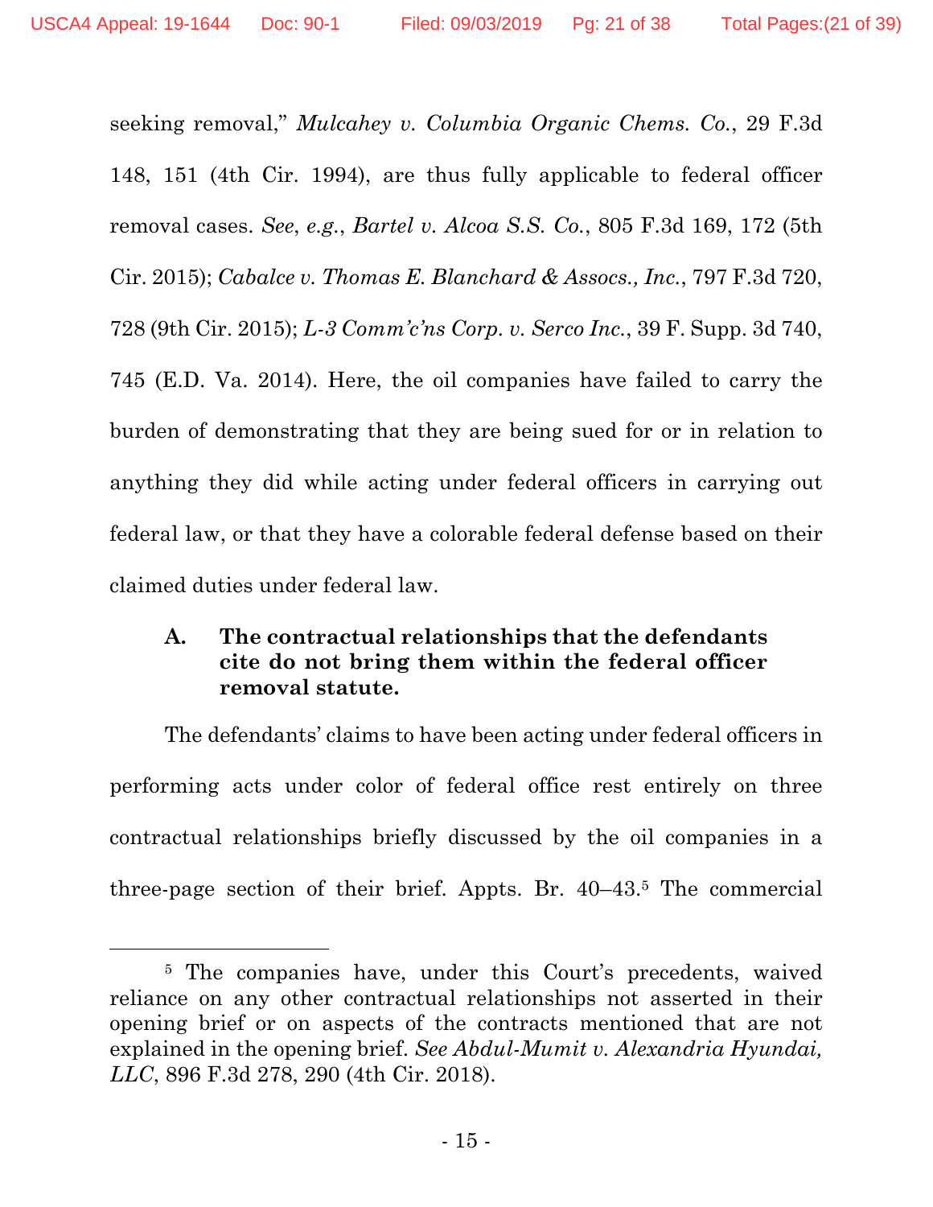seeking removal," *Mulcahey v. Columbia Organic Chems. Co.*, 29 F.3d 148, 151 (4th Cir. 1994), are thus fully applicable to federal officer removal cases. *See*, *e.g.*, *Bartel v. Alcoa S.S. Co.*, 805 F.3d 169, 172 (5th Cir. 2015); *Cabalce v. Thomas E. Blanchard & Assocs., Inc.*, 797 F.3d 720, 728 (9th Cir. 2015); *L-3 Comm'c'ns Corp. v. Serco Inc.*, 39 F. Supp. 3d 740, 745 (E.D. Va. 2014). Here, the oil companies have failed to carry the burden of demonstrating that they are being sued for or in relation to anything they did while acting under federal officers in carrying out federal law, or that they have a colorable federal defense based on their claimed duties under federal law.

### A. The contractual relationships that the defendants cite do not bring them within the federal officer removal statute.

The defendants' claims to have been acting under federal officers in performing acts under color of federal office rest entirely on three contractual relationships briefly discussed by the oil companies in a three-page section of their brief. Appts. Br. 40–43.[5] The commercial

[5] The companies have, under this Court's precedents, waived reliance on any other contractual relationships not asserted in their opening brief or on aspects of the contracts mentioned that are not explained in the opening brief. *See Abdul-Mumit v. Alexandria Hyundai, LLC*, 896 F.3d 278, 290 (4th Cir. 2018).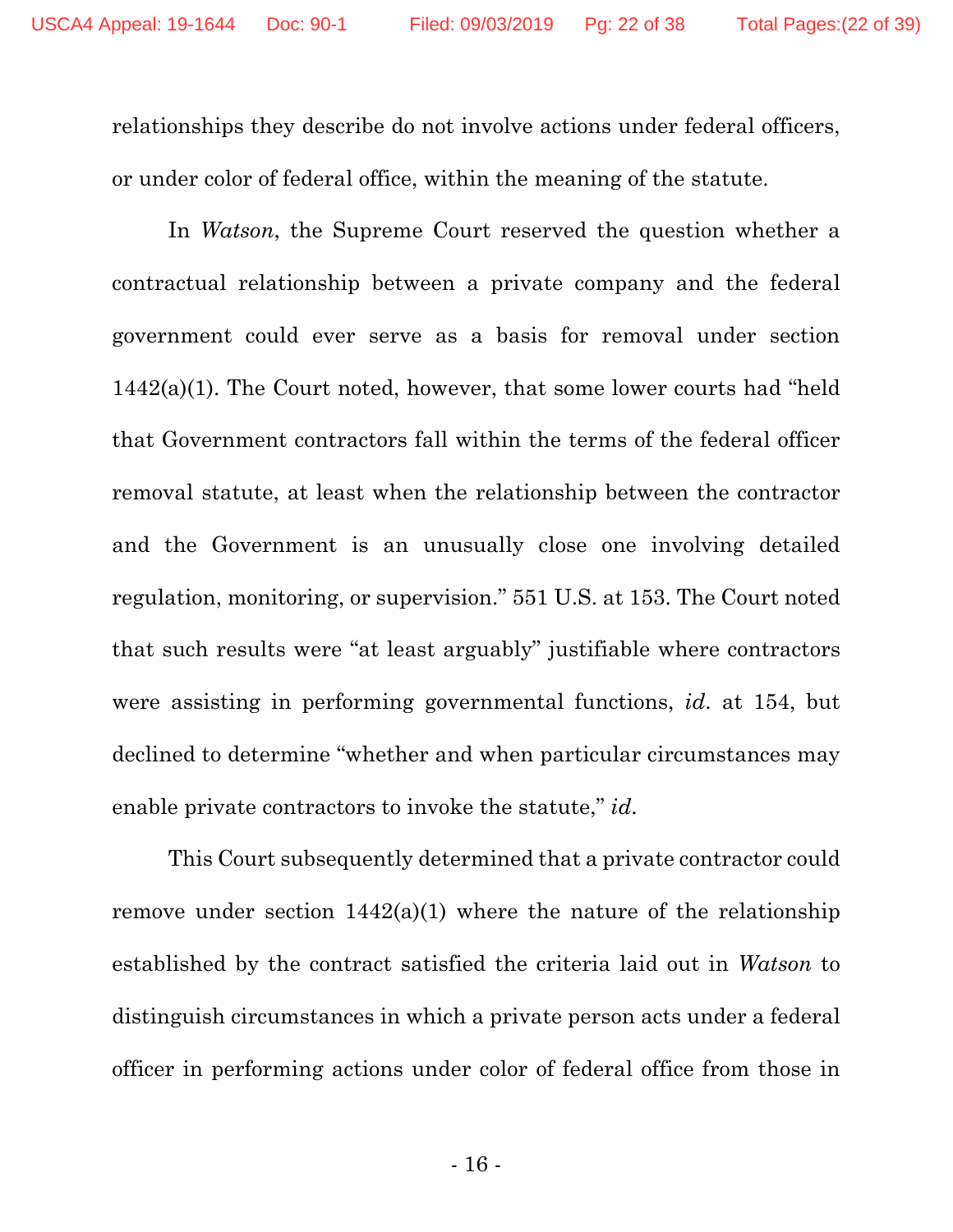relationships they describe do not involve actions under federal officers, or under color of federal office, within the meaning of the statute.

In *Watson*, the Supreme Court reserved the question whether a contractual relationship between a private company and the federal government could ever serve as a basis for removal under section 1442(a)(1). The Court noted, however, that some lower courts had "held that Government contractors fall within the terms of the federal officer removal statute, at least when the relationship between the contractor and the Government is an unusually close one involving detailed regulation, monitoring, or supervision." 551 U.S. at 153. The Court noted that such results were "at least arguably" justifiable where contractors were assisting in performing governmental functions, *id*. at 154, but declined to determine "whether and when particular circumstances may enable private contractors to invoke the statute," *id*.

This Court subsequently determined that a private contractor could remove under section 1442(a)(1) where the nature of the relationship established by the contract satisfied the criteria laid out in *Watson* to distinguish circumstances in which a private person acts under a federal officer in performing actions under color of federal office from those in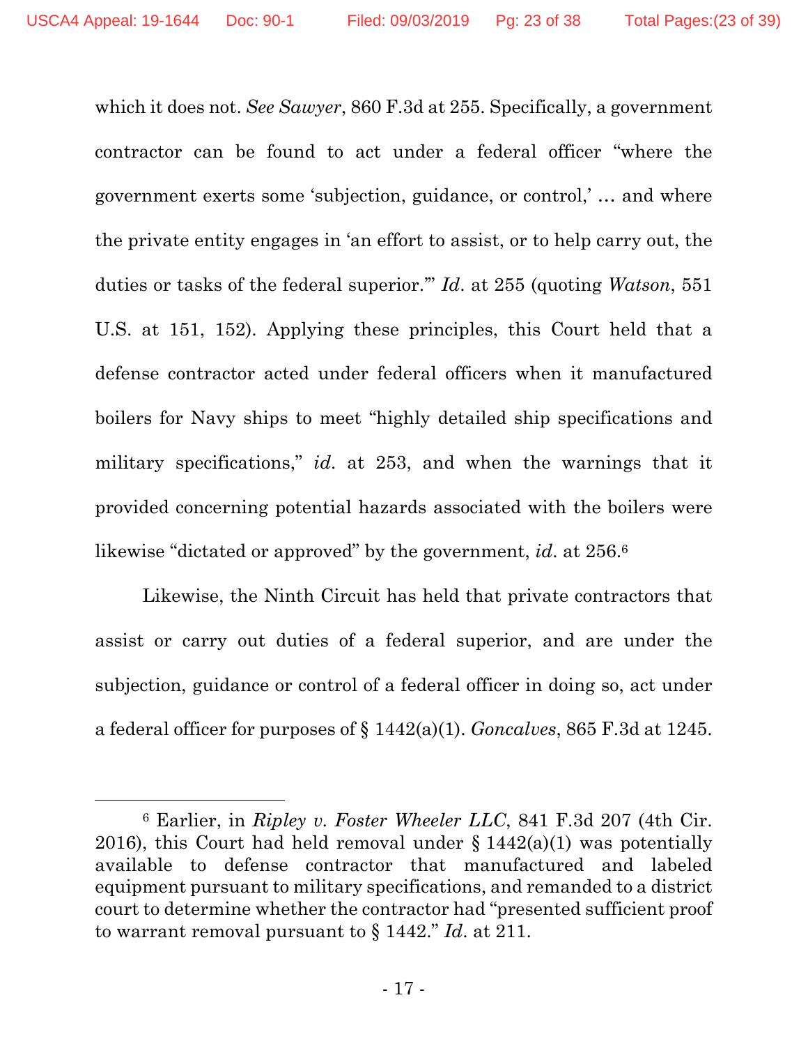which it does not. *See Sawyer*, 860 F.3d at 255. Specifically, a government contractor can be found to act under a federal officer "where the government exerts some 'subjection, guidance, or control,' … and where the private entity engages in 'an effort to assist, or to help carry out, the duties or tasks of the federal superior.'" *Id.* at 255 (quoting *Watson*, 551 U.S. at 151, 152). Applying these principles, this Court held that a defense contractor acted under federal officers when it manufactured boilers for Navy ships to meet "highly detailed ship specifications and military specifications," *id.* at 253, and when the warnings that it provided concerning potential hazards associated with the boilers were likewise "dictated or approved" by the government, *id.* at 256.[6]

Likewise, the Ninth Circuit has held that private contractors that assist or carry out duties of a federal superior, and are under the subjection, guidance or control of a federal officer in doing so, act under a federal officer for purposes of § 1442(a)(1). *Goncalves*, 865 F.3d at 1245.

---

[6] Earlier, in *Ripley v. Foster Wheeler LLC*, 841 F.3d 207 (4th Cir. 2016), this Court had held removal under § 1442(a)(1) was potentially available to defense contractor that manufactured and labeled equipment pursuant to military specifications, and remanded to a district court to determine whether the contractor had "presented sufficient proof to warrant removal pursuant to § 1442." *Id.* at 211.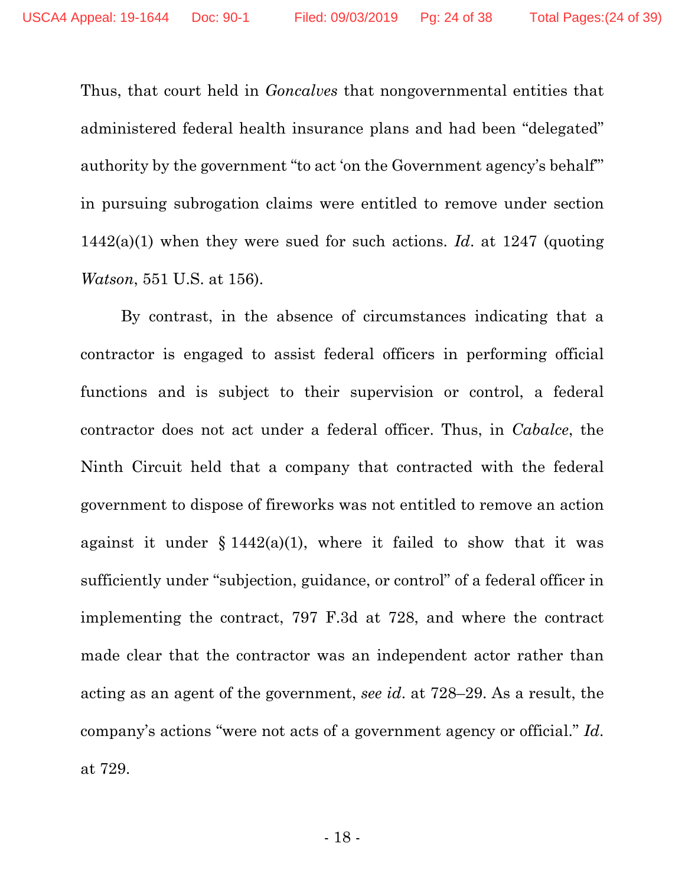Thus, that court held in *Goncalves* that nongovernmental entities that administered federal health insurance plans and had been "delegated" authority by the government "to act 'on the Government agency's behalf'" in pursuing subrogation claims were entitled to remove under section 1442(a)(1) when they were sued for such actions. *Id*. at 1247 (quoting *Watson*, 551 U.S. at 156).

By contrast, in the absence of circumstances indicating that a contractor is engaged to assist federal officers in performing official functions and is subject to their supervision or control, a federal contractor does not act under a federal officer. Thus, in *Cabalce*, the Ninth Circuit held that a company that contracted with the federal government to dispose of fireworks was not entitled to remove an action against it under § 1442(a)(1), where it failed to show that it was sufficiently under "subjection, guidance, or control" of a federal officer in implementing the contract, 797 F.3d at 728, and where the contract made clear that the contractor was an independent actor rather than acting as an agent of the government, *see id*. at 728–29. As a result, the company's actions "were not acts of a government agency or official." *Id*. at 729.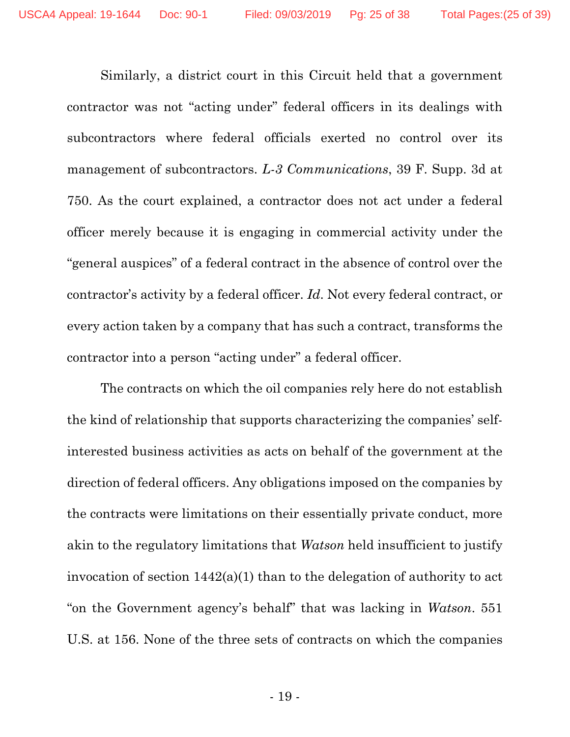Similarly, a district court in this Circuit held that a government contractor was not "acting under" federal officers in its dealings with subcontractors where federal officials exerted no control over its management of subcontractors. *L-3 Communications*, 39 F. Supp. 3d at 750. As the court explained, a contractor does not act under a federal officer merely because it is engaging in commercial activity under the "general auspices" of a federal contract in the absence of control over the contractor's activity by a federal officer. *Id*. Not every federal contract, or every action taken by a company that has such a contract, transforms the contractor into a person "acting under" a federal officer.

The contracts on which the oil companies rely here do not establish the kind of relationship that supports characterizing the companies' self-interested business activities as acts on behalf of the government at the direction of federal officers. Any obligations imposed on the companies by the contracts were limitations on their essentially private conduct, more akin to the regulatory limitations that *Watson* held insufficient to justify invocation of section 1442(a)(1) than to the delegation of authority to act "on the Government agency's behalf" that was lacking in *Watson*. 551 U.S. at 156. None of the three sets of contracts on which the companies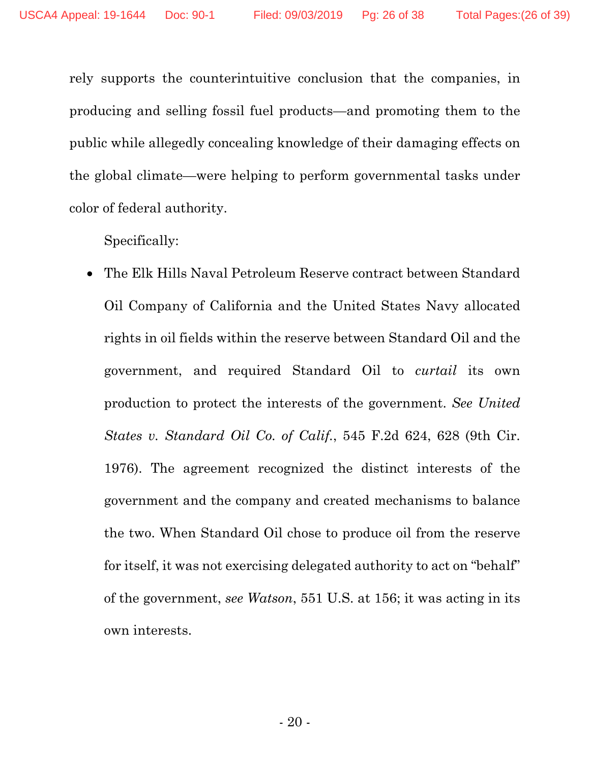rely supports the counterintuitive conclusion that the companies, in producing and selling fossil fuel products—and promoting them to the public while allegedly concealing knowledge of their damaging effects on the global climate—were helping to perform governmental tasks under color of federal authority.

Specifically:

- The Elk Hills Naval Petroleum Reserve contract between Standard Oil Company of California and the United States Navy allocated rights in oil fields within the reserve between Standard Oil and the government, and required Standard Oil to *curtail* its own production to protect the interests of the government. *See United States v. Standard Oil Co. of Calif.*, 545 F.2d 624, 628 (9th Cir. 1976). The agreement recognized the distinct interests of the government and the company and created mechanisms to balance the two. When Standard Oil chose to produce oil from the reserve for itself, it was not exercising delegated authority to act on "behalf" of the government, *see Watson*, 551 U.S. at 156; it was acting in its own interests.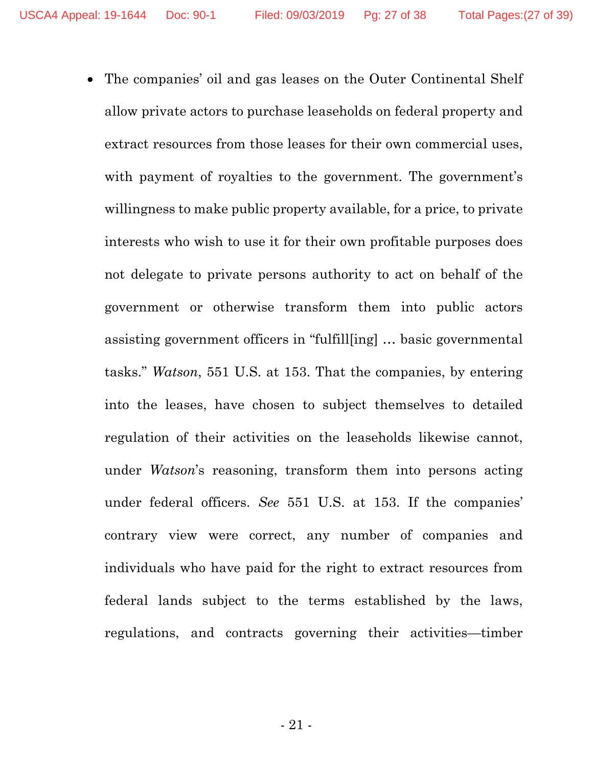- The companies' oil and gas leases on the Outer Continental Shelf allow private actors to purchase leaseholds on federal property and extract resources from those leases for their own commercial uses, with payment of royalties to the government. The government's willingness to make public property available, for a price, to private interests who wish to use it for their own profitable purposes does not delegate to private persons authority to act on behalf of the government or otherwise transform them into public actors assisting government officers in "fulfill[ing] … basic governmental tasks." *Watson*, 551 U.S. at 153. That the companies, by entering into the leases, have chosen to subject themselves to detailed regulation of their activities on the leaseholds likewise cannot, under *Watson*'s reasoning, transform them into persons acting under federal officers. *See* 551 U.S. at 153. If the companies' contrary view were correct, any number of companies and individuals who have paid for the right to extract resources from federal lands subject to the terms established by the laws, regulations, and contracts governing their activities—timber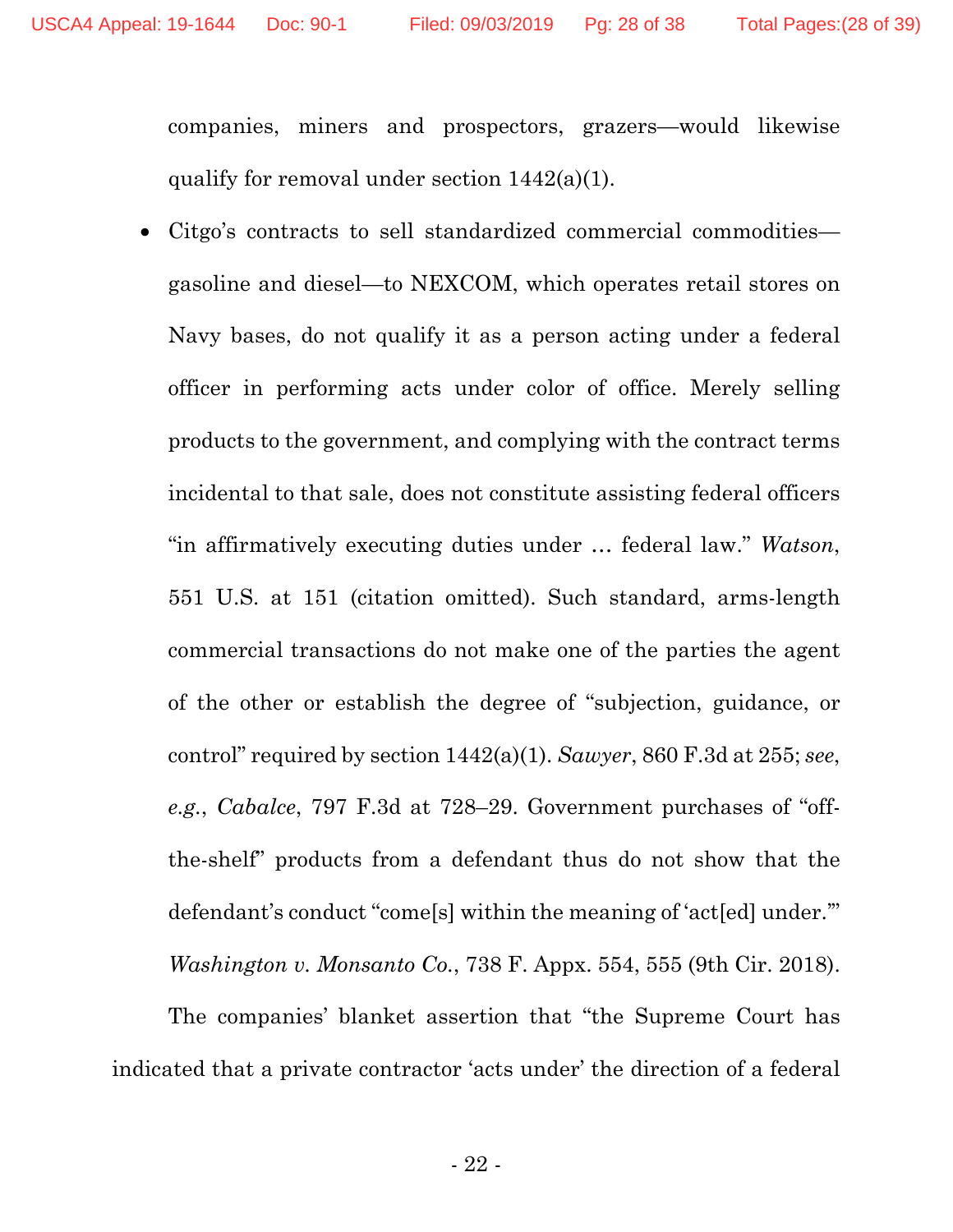companies, miners and prospectors, grazers—would likewise qualify for removal under section 1442(a)(1).

- Citgo's contracts to sell standardized commercial commodities—gasoline and diesel—to NEXCOM, which operates retail stores on Navy bases, do not qualify it as a person acting under a federal officer in performing acts under color of office. Merely selling products to the government, and complying with the contract terms incidental to that sale, does not constitute assisting federal officers "in affirmatively executing duties under … federal law." *Watson*, 551 U.S. at 151 (citation omitted). Such standard, arms-length commercial transactions do not make one of the parties the agent of the other or establish the degree of "subjection, guidance, or control" required by section 1442(a)(1). *Sawyer*, 860 F.3d at 255; *see, e.g.*, *Cabalce*, 797 F.3d at 728–29. Government purchases of "off-the-shelf" products from a defendant thus do not show that the defendant's conduct "come[s] within the meaning of 'act[ed] under.'" *Washington v. Monsanto Co.*, 738 F. Appx. 554, 555 (9th Cir. 2018).

The companies' blanket assertion that "the Supreme Court has indicated that a private contractor 'acts under' the direction of a federal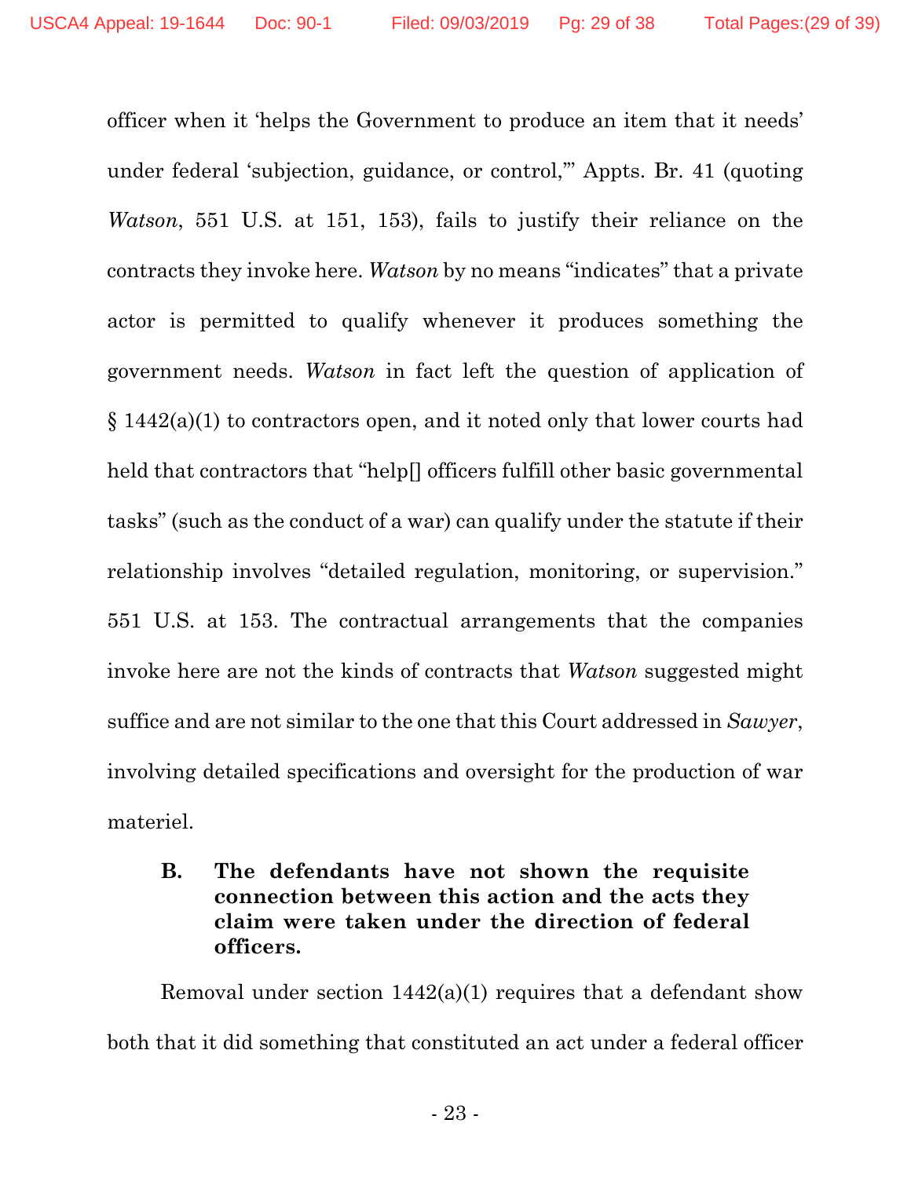officer when it 'helps the Government to produce an item that it needs' under federal 'subjection, guidance, or control,'" Appts. Br. 41 (quoting *Watson*, 551 U.S. at 151, 153), fails to justify their reliance on the contracts they invoke here. *Watson* by no means "indicates" that a private actor is permitted to qualify whenever it produces something the government needs. *Watson* in fact left the question of application of § 1442(a)(1) to contractors open, and it noted only that lower courts had held that contractors that "help[] officers fulfill other basic governmental tasks" (such as the conduct of a war) can qualify under the statute if their relationship involves "detailed regulation, monitoring, or supervision." 551 U.S. at 153. The contractual arrangements that the companies invoke here are not the kinds of contracts that *Watson* suggested might suffice and are not similar to the one that this Court addressed in *Sawyer*, involving detailed specifications and oversight for the production of war materiel.

### B. The defendants have not shown the requisite connection between this action and the acts they claim were taken under the direction of federal officers.

Removal under section 1442(a)(1) requires that a defendant show both that it did something that constituted an act under a federal officer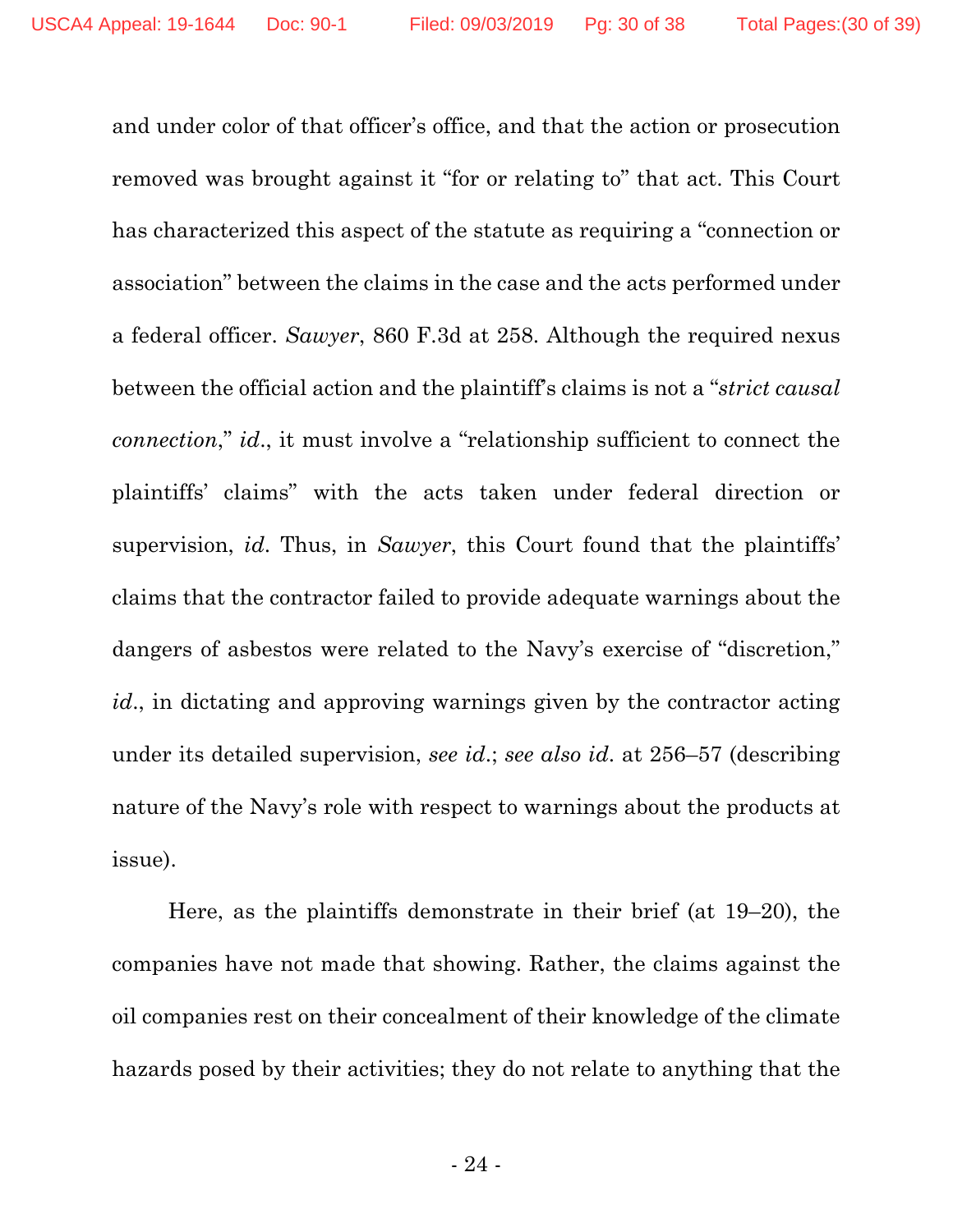and under color of that officer's office, and that the action or prosecution removed was brought against it "for or relating to" that act. This Court has characterized this aspect of the statute as requiring a "connection or association" between the claims in the case and the acts performed under a federal officer. *Sawyer*, 860 F.3d at 258. Although the required nexus between the official action and the plaintiff's claims is not a "*strict causal connection*," *id*., it must involve a "relationship sufficient to connect the plaintiffs' claims" with the acts taken under federal direction or supervision, *id*. Thus, in *Sawyer*, this Court found that the plaintiffs' claims that the contractor failed to provide adequate warnings about the dangers of asbestos were related to the Navy's exercise of "discretion," *id*., in dictating and approving warnings given by the contractor acting under its detailed supervision, *see id*.; *see also id*. at 256–57 (describing nature of the Navy's role with respect to warnings about the products at issue).

Here, as the plaintiffs demonstrate in their brief (at 19–20), the companies have not made that showing. Rather, the claims against the oil companies rest on their concealment of their knowledge of the climate hazards posed by their activities; they do not relate to anything that the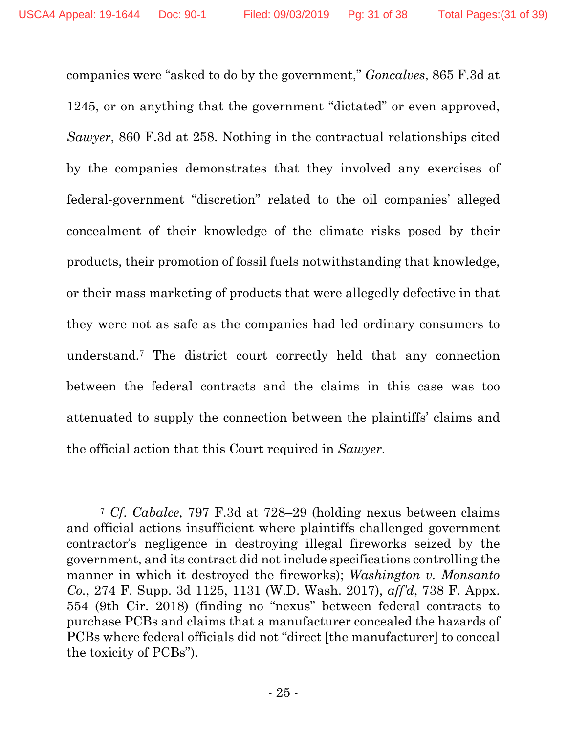companies were "asked to do by the government," *Goncalves*, 865 F.3d at 1245, or on anything that the government "dictated" or even approved, *Sawyer*, 860 F.3d at 258. Nothing in the contractual relationships cited by the companies demonstrates that they involved any exercises of federal-government "discretion" related to the oil companies' alleged concealment of their knowledge of the climate risks posed by their products, their promotion of fossil fuels notwithstanding that knowledge, or their mass marketing of products that were allegedly defective in that they were not as safe as the companies had led ordinary consumers to understand.[7] The district court correctly held that any connection between the federal contracts and the claims in this case was too attenuated to supply the connection between the plaintiffs' claims and the official action that this Court required in *Sawyer*.

---

[7] *Cf. Cabalce*, 797 F.3d at 728–29 (holding nexus between claims and official actions insufficient where plaintiffs challenged government contractor's negligence in destroying illegal fireworks seized by the government, and its contract did not include specifications controlling the manner in which it destroyed the fireworks); *Washington v. Monsanto Co.*, 274 F. Supp. 3d 1125, 1131 (W.D. Wash. 2017), *aff'd*, 738 F. Appx. 554 (9th Cir. 2018) (finding no "nexus" between federal contracts to purchase PCBs and claims that a manufacturer concealed the hazards of PCBs where federal officials did not "direct [the manufacturer] to conceal the toxicity of PCBs").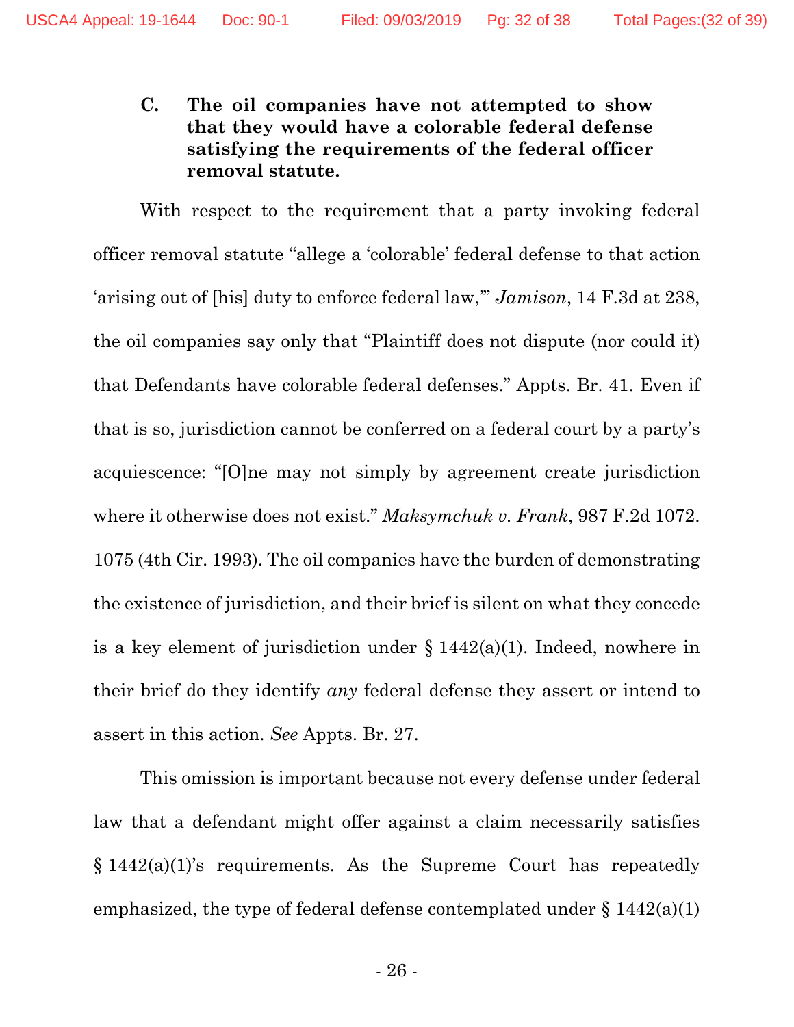### C. The oil companies have not attempted to show that they would have a colorable federal defense satisfying the requirements of the federal officer removal statute.

With respect to the requirement that a party invoking federal officer removal statute "allege a 'colorable' federal defense to that action 'arising out of [his] duty to enforce federal law,'" *Jamison*, 14 F.3d at 238, the oil companies say only that "Plaintiff does not dispute (nor could it) that Defendants have colorable federal defenses." Appts. Br. 41. Even if that is so, jurisdiction cannot be conferred on a federal court by a party's acquiescence: "[O]ne may not simply by agreement create jurisdiction where it otherwise does not exist." *Maksymchuk v. Frank*, 987 F.2d 1072. 1075 (4th Cir. 1993). The oil companies have the burden of demonstrating the existence of jurisdiction, and their brief is silent on what they concede is a key element of jurisdiction under § 1442(a)(1). Indeed, nowhere in their brief do they identify *any* federal defense they assert or intend to assert in this action. *See* Appts. Br. 27.

This omission is important because not every defense under federal law that a defendant might offer against a claim necessarily satisfies § 1442(a)(1)'s requirements. As the Supreme Court has repeatedly emphasized, the type of federal defense contemplated under § 1442(a)(1)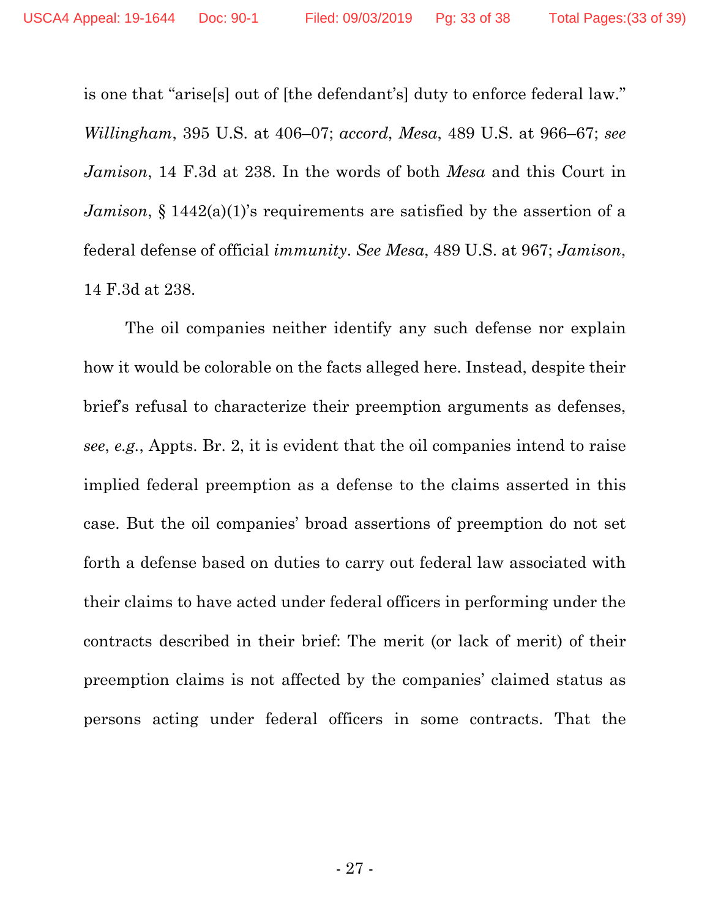is one that "arise[s] out of [the defendant's] duty to enforce federal law." *Willingham*, 395 U.S. at 406–07; *accord*, *Mesa*, 489 U.S. at 966–67; *see Jamison*, 14 F.3d at 238. In the words of both *Mesa* and this Court in *Jamison*, § 1442(a)(1)'s requirements are satisfied by the assertion of a federal defense of official *immunity*. *See Mesa*, 489 U.S. at 967; *Jamison*, 14 F.3d at 238.

The oil companies neither identify any such defense nor explain how it would be colorable on the facts alleged here. Instead, despite their brief's refusal to characterize their preemption arguments as defenses, *see*, *e.g.*, Appts. Br. 2, it is evident that the oil companies intend to raise implied federal preemption as a defense to the claims asserted in this case. But the oil companies' broad assertions of preemption do not set forth a defense based on duties to carry out federal law associated with their claims to have acted under federal officers in performing under the contracts described in their brief: The merit (or lack of merit) of their preemption claims is not affected by the companies' claimed status as persons acting under federal officers in some contracts. That the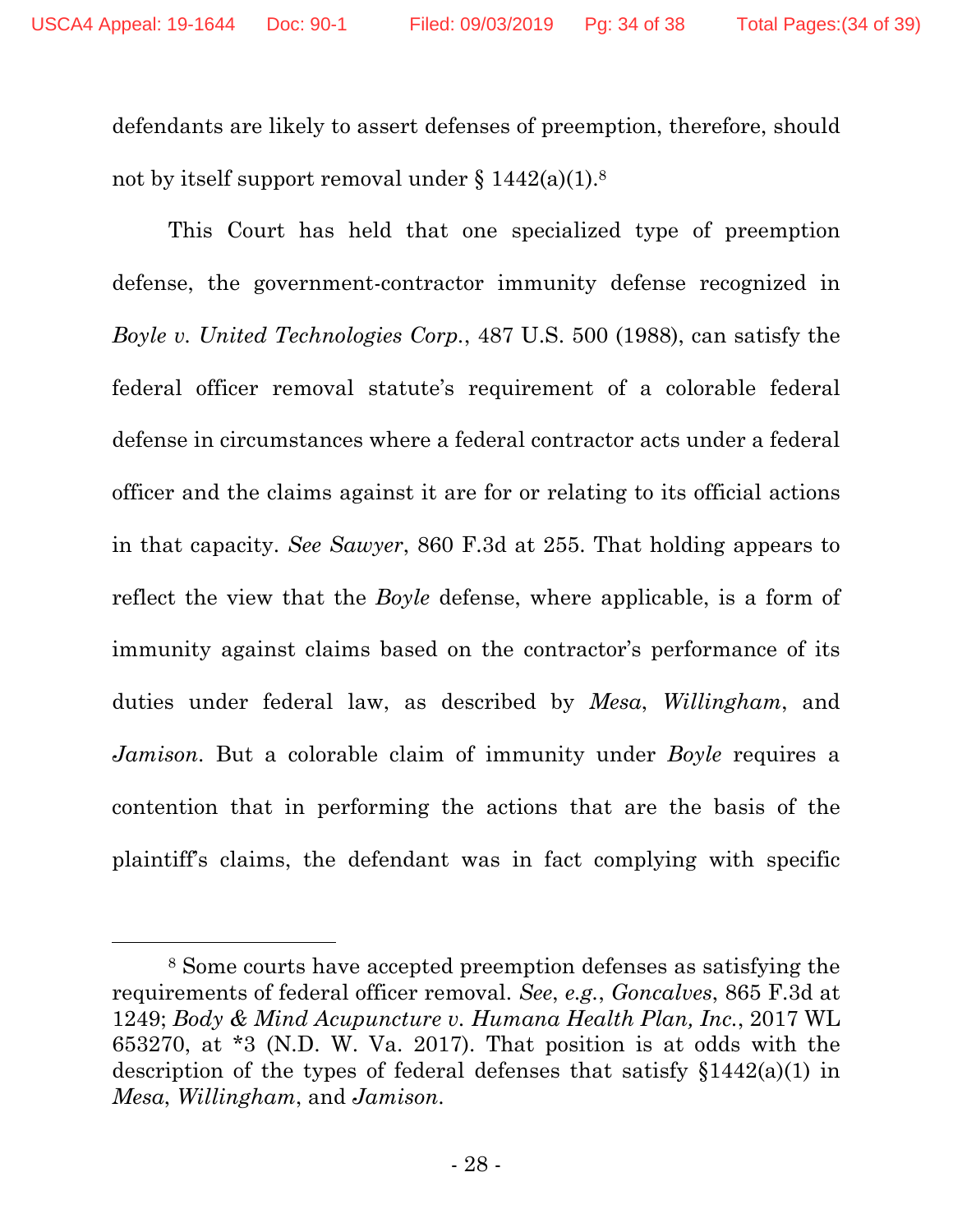defendants are likely to assert defenses of preemption, therefore, should not by itself support removal under § 1442(a)(1).[8]

This Court has held that one specialized type of preemption defense, the government-contractor immunity defense recognized in *Boyle v. United Technologies Corp.*, 487 U.S. 500 (1988), can satisfy the federal officer removal statute's requirement of a colorable federal defense in circumstances where a federal contractor acts under a federal officer and the claims against it are for or relating to its official actions in that capacity. *See Sawyer*, 860 F.3d at 255. That holding appears to reflect the view that the *Boyle* defense, where applicable, is a form of immunity against claims based on the contractor's performance of its duties under federal law, as described by *Mesa*, *Willingham*, and *Jamison*. But a colorable claim of immunity under *Boyle* requires a contention that in performing the actions that are the basis of the plaintiff's claims, the defendant was in fact complying with specific

---

[8] Some courts have accepted preemption defenses as satisfying the requirements of federal officer removal. *See*, *e.g.*, *Goncalves*, 865 F.3d at 1249; *Body & Mind Acupuncture v. Humana Health Plan, Inc.*, 2017 WL 653270, at *3 (N.D. W. Va. 2017). That position is at odds with the description of the types of federal defenses that satisfy §1442(a)(1) in *Mesa*, *Willingham*, and *Jamison*.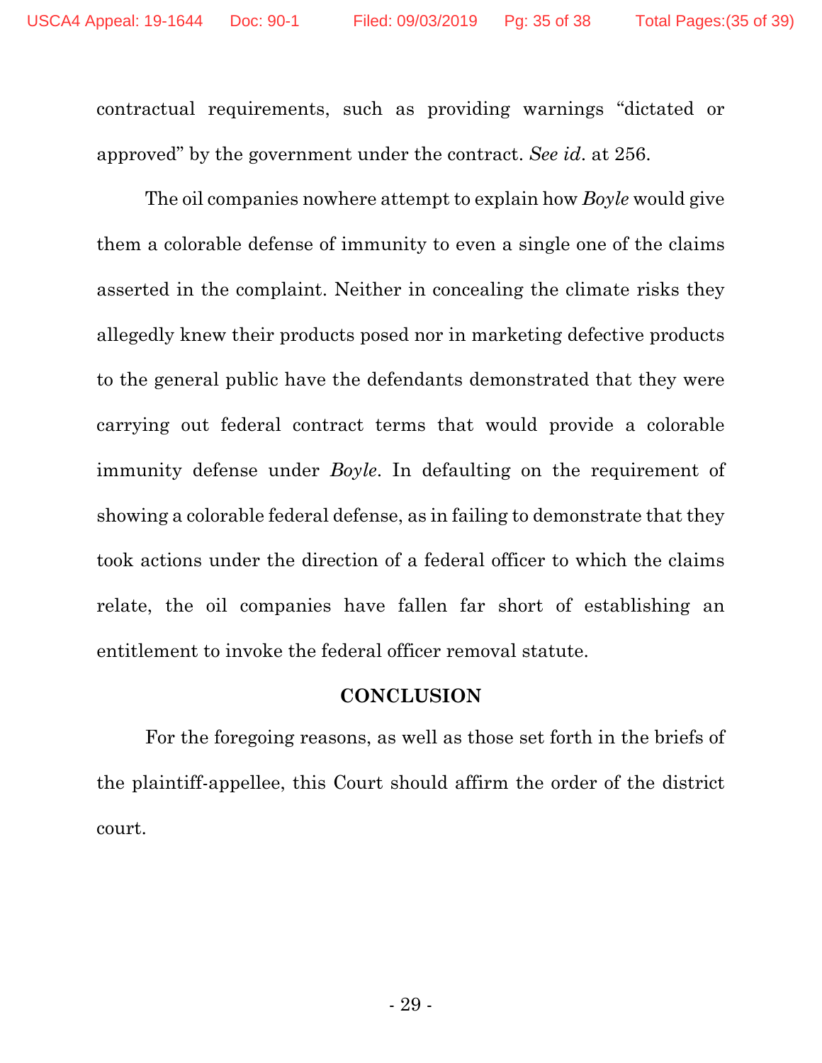contractual requirements, such as providing warnings "dictated or approved" by the government under the contract. *See id*. at 256.

The oil companies nowhere attempt to explain how *Boyle* would give them a colorable defense of immunity to even a single one of the claims asserted in the complaint. Neither in concealing the climate risks they allegedly knew their products posed nor in marketing defective products to the general public have the defendants demonstrated that they were carrying out federal contract terms that would provide a colorable immunity defense under *Boyle*. In defaulting on the requirement of showing a colorable federal defense, as in failing to demonstrate that they took actions under the direction of a federal officer to which the claims relate, the oil companies have fallen far short of establishing an entitlement to invoke the federal officer removal statute.

## CONCLUSION

For the foregoing reasons, as well as those set forth in the briefs of the plaintiff-appellee, this Court should affirm the order of the district court.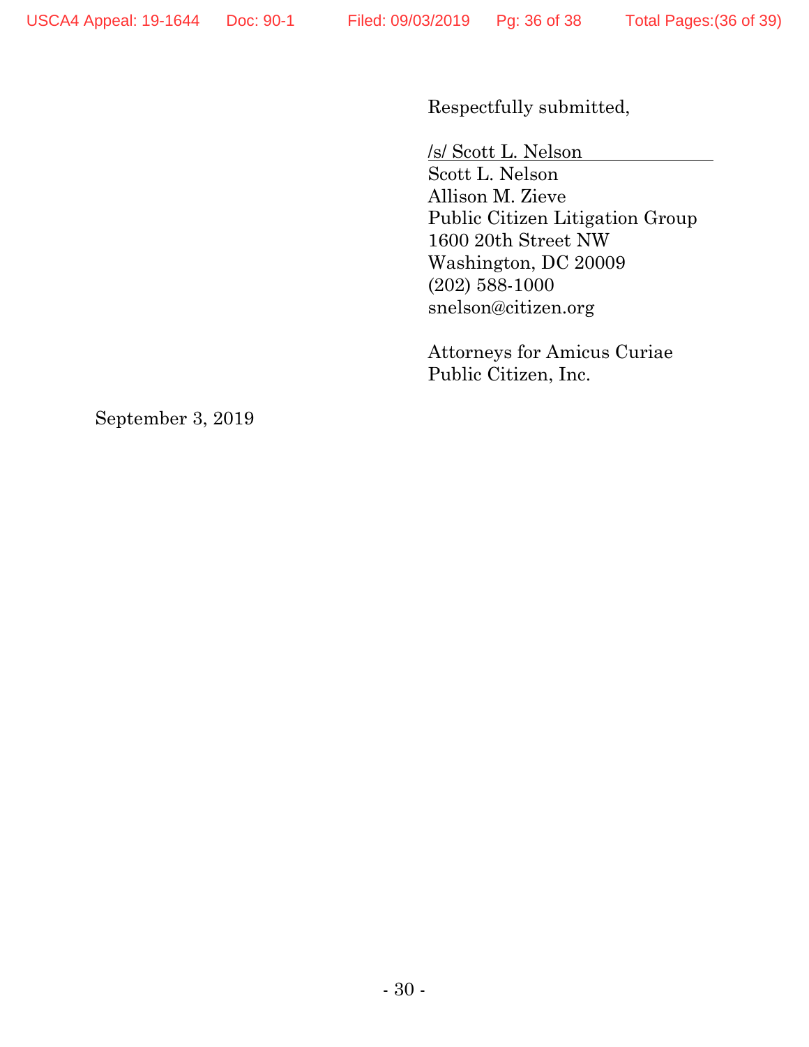Respectfully submitted,

/s/ Scott L. Nelson
Scott L. Nelson
Allison M. Zieve
Public Citizen Litigation Group
1600 20th Street NW
Washington, DC 20009
(202) 588-1000
snelson@citizen.org

Attorneys for Amicus Curiae
Public Citizen, Inc.

September 3, 2019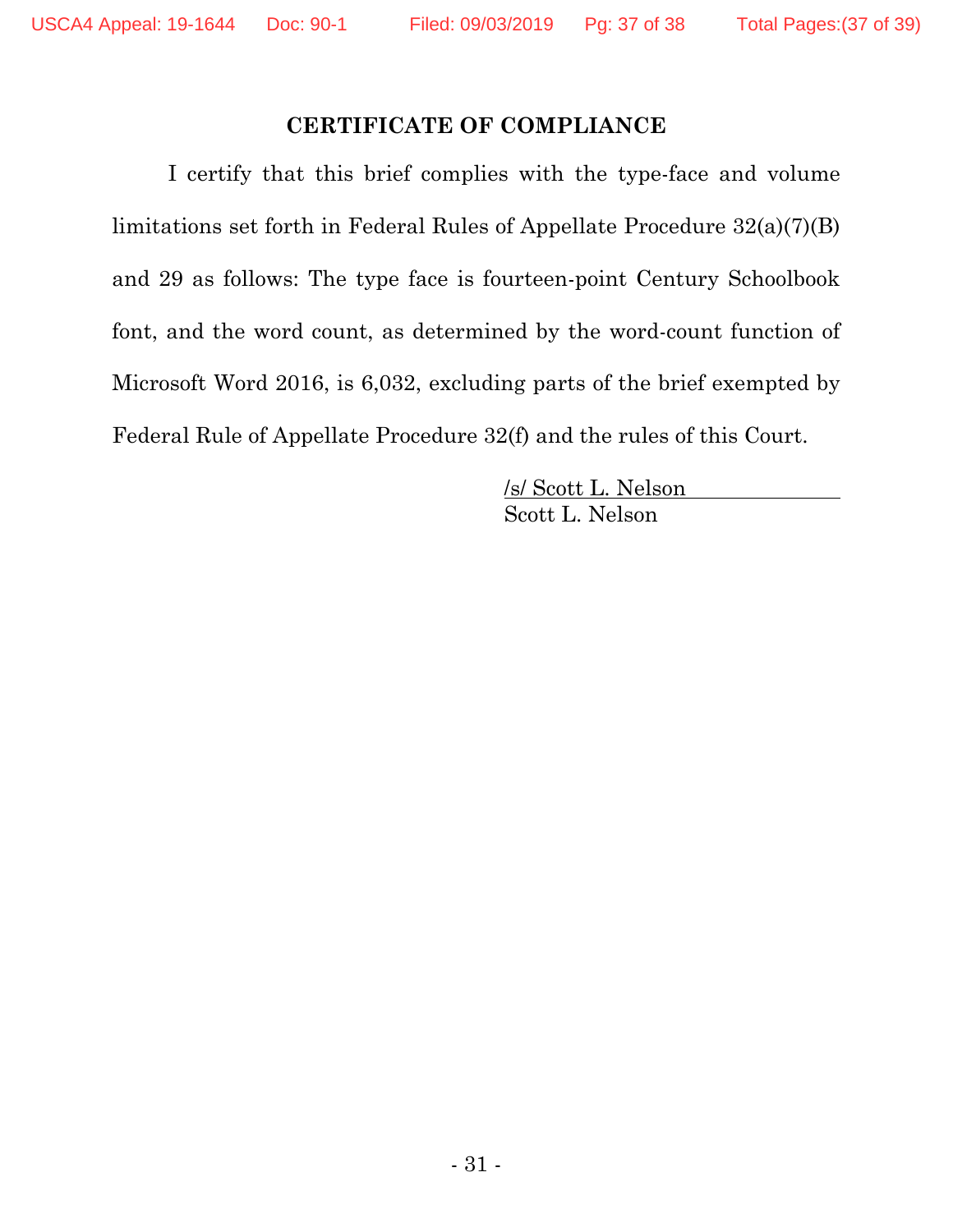## CERTIFICATE OF COMPLIANCE

I certify that this brief complies with the type-face and volume limitations set forth in Federal Rules of Appellate Procedure 32(a)(7)(B) and 29 as follows: The type face is fourteen-point Century Schoolbook font, and the word count, as determined by the word-count function of Microsoft Word 2016, is 6,032, excluding parts of the brief exempted by Federal Rule of Appellate Procedure 32(f) and the rules of this Court.

/s/ Scott L. Nelson
Scott L. Nelson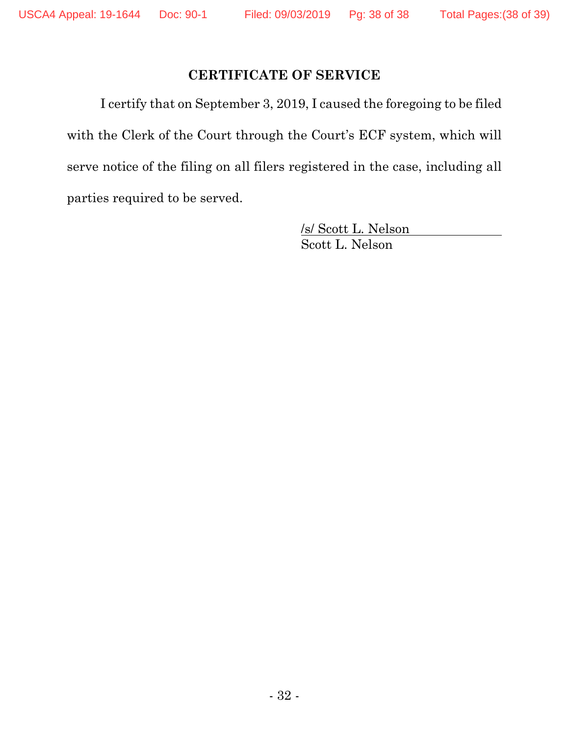## CERTIFICATE OF SERVICE

I certify that on September 3, 2019, I caused the foregoing to be filed with the Clerk of the Court through the Court's ECF system, which will serve notice of the filing on all filers registered in the case, including all parties required to be served.

/s/ Scott L. Nelson
Scott L. Nelson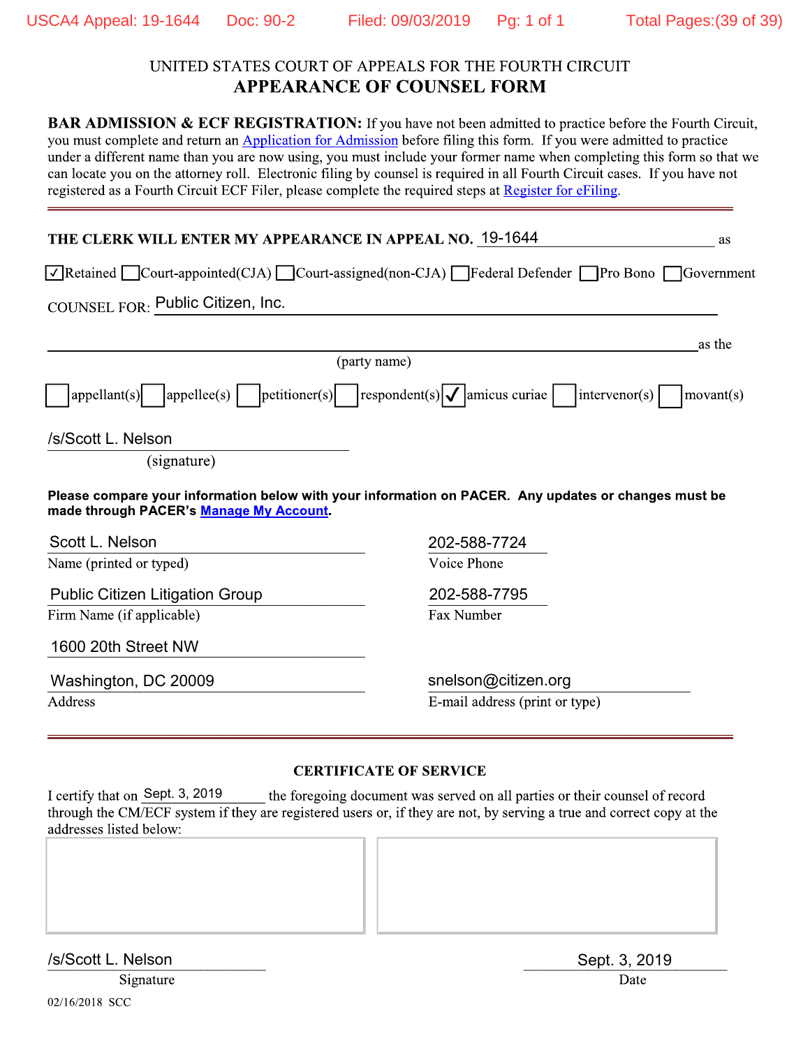UNITED STATES COURT OF APPEALS FOR THE FOURTH CIRCUIT

# APPEARANCE OF COUNSEL FORM

**BAR ADMISSION & ECF REGISTRATION:** If you have not been admitted to practice before the Fourth Circuit, you must complete and return an Application for Admission before filing this form. If you were admitted to practice under a different name than you are now using, you must include your former name when completing this form so that we can locate you on the attorney roll. Electronic filing by counsel is required in all Fourth Circuit cases. If you have not registered as a Fourth Circuit ECF Filer, please complete the required steps at Register for eFiling.

---

**THE CLERK WILL ENTER MY APPEARANCE IN APPEAL NO.** 19-1644 as

☑ Retained ☐ Court-appointed(CJA) ☐ Court-assigned(non-CJA) ☐ Federal Defender ☐ Pro Bono ☐ Government

COUNSEL FOR: Public Citizen, Inc.

_______________________________________ as the
(party name)

☐ appellant(s) ☐ appellee(s) ☐ petitioner(s) ☐ respondent(s) ☑ amicus curiae ☐ intervenor(s) ☐ movant(s)

/s/Scott L. Nelson
(signature)

**Please compare your information below with your information on PACER. Any updates or changes must be made through PACER's Manage My Account.**

| | |
|---|---|
| Scott L. Nelson | 202-588-7724 |
| Name (printed or typed) | Voice Phone |
| Public Citizen Litigation Group | 202-588-7795 |
| Firm Name (if applicable) | Fax Number |
| 1600 20th Street NW | |
| Washington, DC 20009 | snelson@citizen.org |
| Address | E-mail address (print or type) |

---

## CERTIFICATE OF SERVICE

I certify that on Sept. 3, 2019 the foregoing document was served on all parties or their counsel of record through the CM/ECF system if they are registered users or, if they are not, by serving a true and correct copy at the addresses listed below:

/s/Scott L. Nelson
Signature

Sept. 3, 2019
Date

02/16/2018 SCC